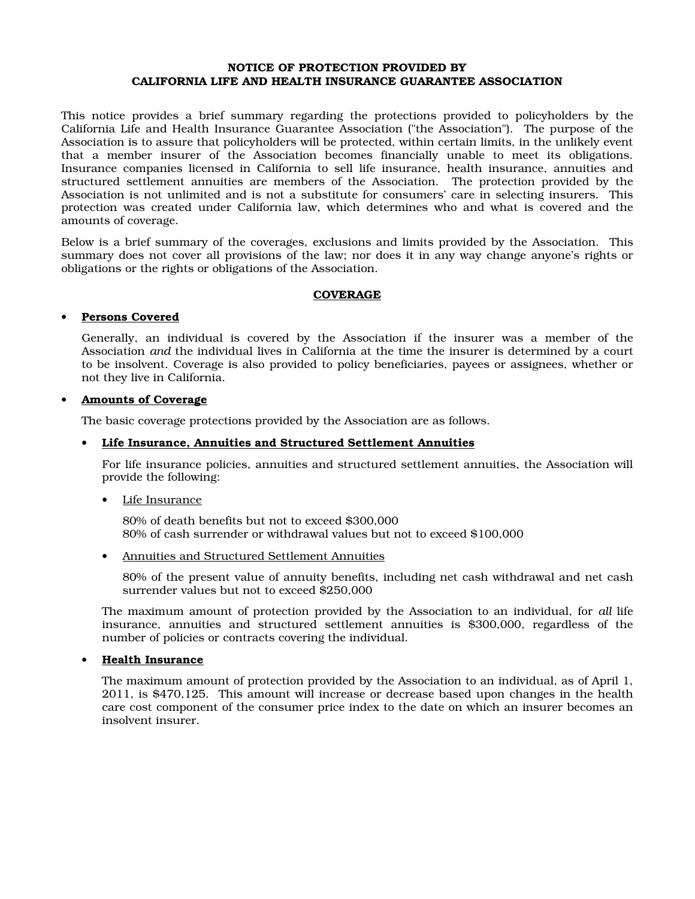**NOTICE OF PROTECTION PROVIDED BY
CALIFORNIA LIFE AND HEALTH INSURANCE GUARANTEE ASSOCIATION**

This notice provides a brief summary regarding the protections provided to policyholders by the California Life and Health Insurance Guarantee Association ("the Association"). The purpose of the Association is to assure that policyholders will be protected, within certain limits, in the unlikely event that a member insurer of the Association becomes financially unable to meet its obligations. Insurance companies licensed in California to sell life insurance, health insurance, annuities and structured settlement annuities are members of the Association. The protection provided by the Association is not unlimited and is not a substitute for consumers' care in selecting insurers. This protection was created under California law, which determines who and what is covered and the amounts of coverage.

Below is a brief summary of the coverages, exclusions and limits provided by the Association. This summary does not cover all provisions of the law; nor does it in any way change anyone's rights or obligations or the rights or obligations of the Association.

**COVERAGE**

- **Persons Covered**

  Generally, an individual is covered by the Association if the insurer was a member of the Association *and* the individual lives in California at the time the insurer is determined by a court to be insolvent. Coverage is also provided to policy beneficiaries, payees or assignees, whether or not they live in California.

- **Amounts of Coverage**

  The basic coverage protections provided by the Association are as follows.

  - **Life Insurance, Annuities and Structured Settlement Annuities**

    For life insurance policies, annuities and structured settlement annuities, the Association will provide the following:

    - Life Insurance

      80% of death benefits but not to exceed $300,000
      80% of cash surrender or withdrawal values but not to exceed $100,000

    - Annuities and Structured Settlement Annuities

      80% of the present value of annuity benefits, including net cash withdrawal and net cash surrender values but not to exceed $250,000

    The maximum amount of protection provided by the Association to an individual, for *all* life insurance, annuities and structured settlement annuities is $300,000, regardless of the number of policies or contracts covering the individual.

  - **Health Insurance**

    The maximum amount of protection provided by the Association to an individual, as of April 1, 2011, is $470,125. This amount will increase or decrease based upon changes in the health care cost component of the consumer price index to the date on which an insurer becomes an insolvent insurer.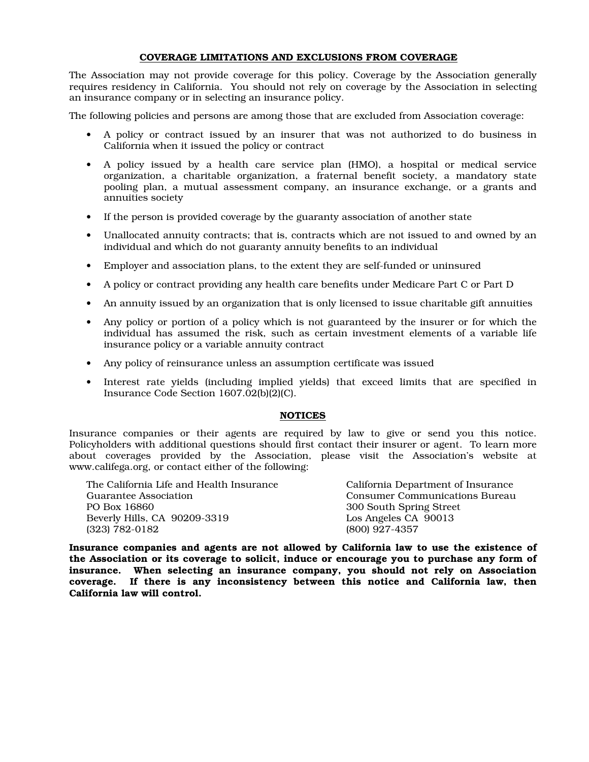## COVERAGE LIMITATIONS AND EXCLUSIONS FROM COVERAGE

The Association may not provide coverage for this policy. Coverage by the Association generally requires residency in California. You should not rely on coverage by the Association in selecting an insurance company or in selecting an insurance policy.

The following policies and persons are among those that are excluded from Association coverage:

- A policy or contract issued by an insurer that was not authorized to do business in California when it issued the policy or contract
- A policy issued by a health care service plan (HMO), a hospital or medical service organization, a charitable organization, a fraternal benefit society, a mandatory state pooling plan, a mutual assessment company, an insurance exchange, or a grants and annuities society
- If the person is provided coverage by the guaranty association of another state
- Unallocated annuity contracts; that is, contracts which are not issued to and owned by an individual and which do not guaranty annuity benefits to an individual
- Employer and association plans, to the extent they are self-funded or uninsured
- A policy or contract providing any health care benefits under Medicare Part C or Part D
- An annuity issued by an organization that is only licensed to issue charitable gift annuities
- Any policy or portion of a policy which is not guaranteed by the insurer or for which the individual has assumed the risk, such as certain investment elements of a variable life insurance policy or a variable annuity contract
- Any policy of reinsurance unless an assumption certificate was issued
- Interest rate yields (including implied yields) that exceed limits that are specified in Insurance Code Section 1607.02(b)(2)(C).

## NOTICES

Insurance companies or their agents are required by law to give or send you this notice. Policyholders with additional questions should first contact their insurer or agent. To learn more about coverages provided by the Association, please visit the Association's website at www.califega.org, or contact either of the following:

The California Life and Health Insurance Guarantee Association
PO Box 16860
Beverly Hills, CA 90209-3319
(323) 782-0182

California Department of Insurance
Consumer Communications Bureau
300 South Spring Street
Los Angeles CA 90013
(800) 927-4357

**Insurance companies and agents are not allowed by California law to use the existence of the Association or its coverage to solicit, induce or encourage you to purchase any form of insurance. When selecting an insurance company, you should not rely on Association coverage. If there is any inconsistency between this notice and California law, then California law will control.**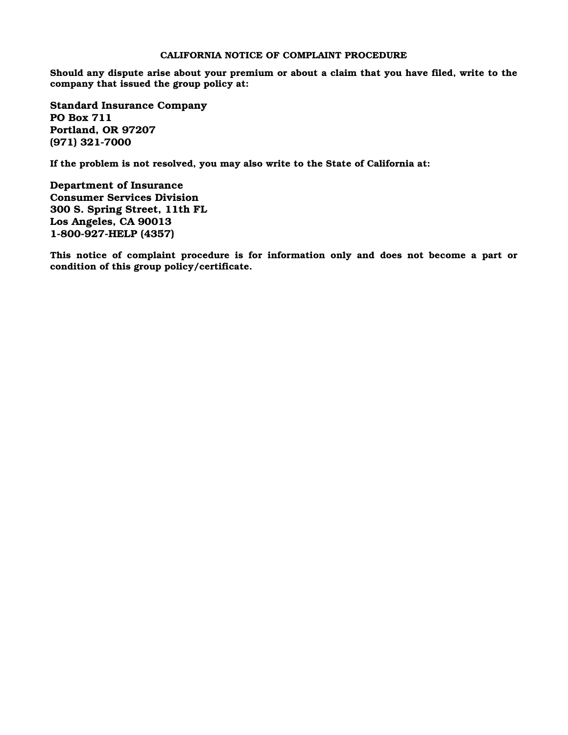# CALIFORNIA NOTICE OF COMPLAINT PROCEDURE

**Should any dispute arise about your premium or about a claim that you have filed, write to the company that issued the group policy at:**

**Standard Insurance Company**
**PO Box 711**
**Portland, OR 97207**
**(971) 321-7000**

**If the problem is not resolved, you may also write to the State of California at:**

**Department of Insurance**
**Consumer Services Division**
**300 S. Spring Street, 11th FL**
**Los Angeles, CA 90013**
**1-800-927-HELP (4357)**

**This notice of complaint procedure is for information only and does not become a part or condition of this group policy/certificate.**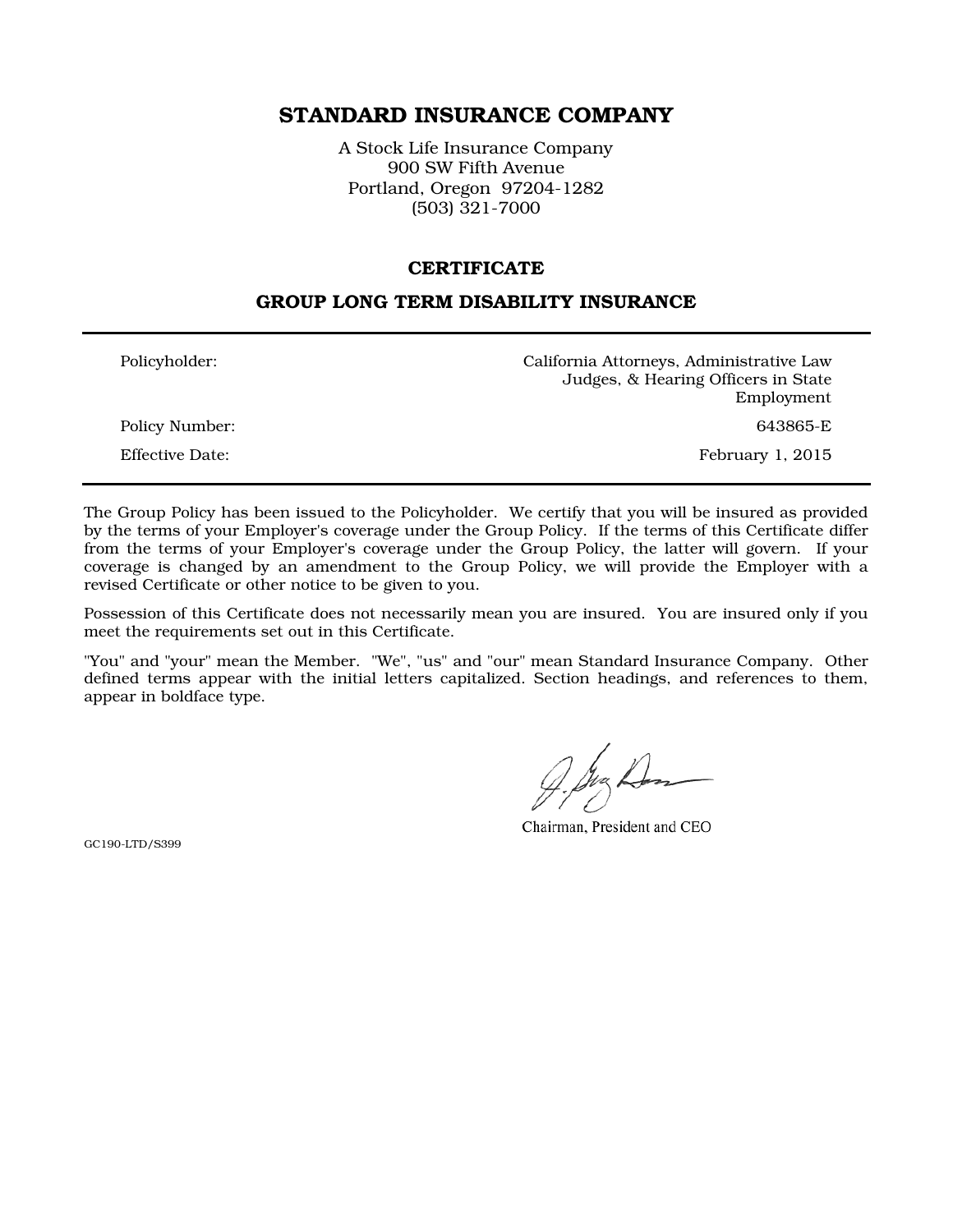# STANDARD INSURANCE COMPANY

A Stock Life Insurance Company
900 SW Fifth Avenue
Portland, Oregon 97204-1282
(503) 321-7000

## CERTIFICATE

## GROUP LONG TERM DISABILITY INSURANCE

| | |
|---|---|
| Policyholder: | California Attorneys, Administrative Law Judges, & Hearing Officers in State Employment |
| Policy Number: | 643865-E |
| Effective Date: | February 1, 2015 |

The Group Policy has been issued to the Policyholder. We certify that you will be insured as provided by the terms of your Employer's coverage under the Group Policy. If the terms of this Certificate differ from the terms of your Employer's coverage under the Group Policy, the latter will govern. If your coverage is changed by an amendment to the Group Policy, we will provide the Employer with a revised Certificate or other notice to be given to you.

Possession of this Certificate does not necessarily mean you are insured. You are insured only if you meet the requirements set out in this Certificate.

"You" and "your" mean the Member. "We", "us" and "our" mean Standard Insurance Company. Other defined terms appear with the initial letters capitalized. Section headings, and references to them, appear in boldface type.

Chairman, President and CEO

GC190-LTD/S399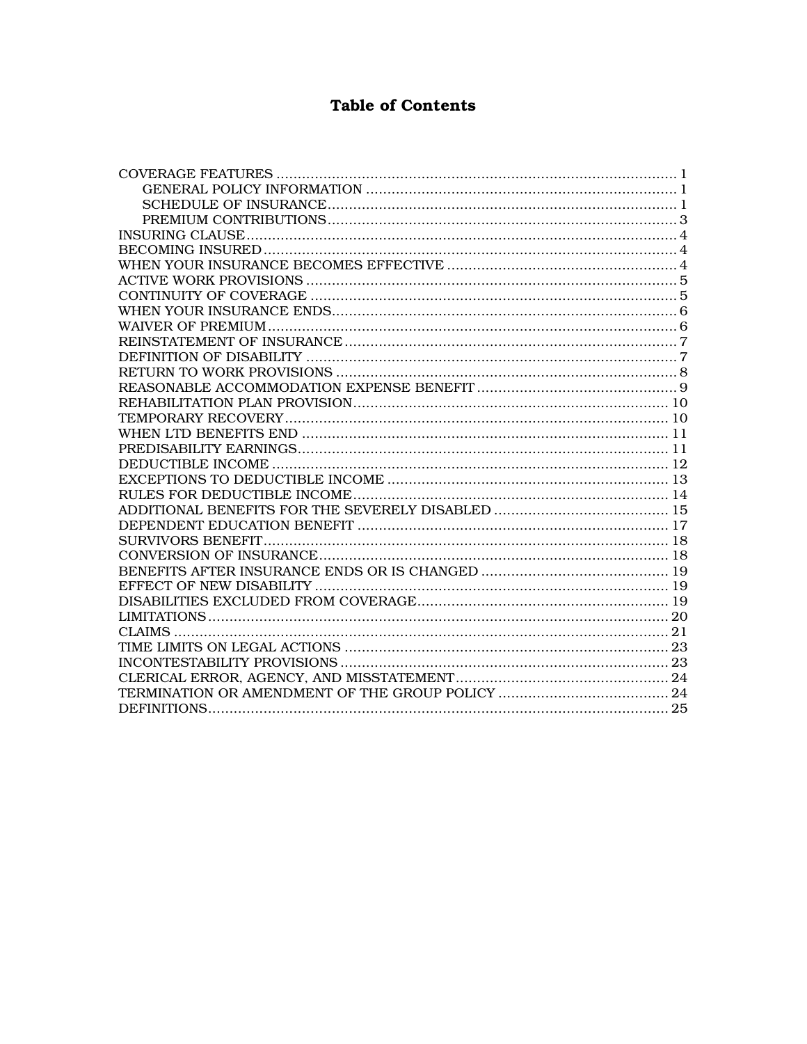# Table of Contents

- COVERAGE FEATURES ... 1
  - GENERAL POLICY INFORMATION ... 1
  - SCHEDULE OF INSURANCE ... 1
  - PREMIUM CONTRIBUTIONS ... 3
- INSURING CLAUSE ... 4
- BECOMING INSURED ... 4
- WHEN YOUR INSURANCE BECOMES EFFECTIVE ... 4
- ACTIVE WORK PROVISIONS ... 5
- CONTINUITY OF COVERAGE ... 5
- WHEN YOUR INSURANCE ENDS ... 6
- WAIVER OF PREMIUM ... 6
- REINSTATEMENT OF INSURANCE ... 7
- DEFINITION OF DISABILITY ... 7
- RETURN TO WORK PROVISIONS ... 8
- REASONABLE ACCOMMODATION EXPENSE BENEFIT ... 9
- REHABILITATION PLAN PROVISION ... 10
- TEMPORARY RECOVERY ... 10
- WHEN LTD BENEFITS END ... 11
- PREDISABILITY EARNINGS ... 11
- DEDUCTIBLE INCOME ... 12
- EXCEPTIONS TO DEDUCTIBLE INCOME ... 13
- RULES FOR DEDUCTIBLE INCOME ... 14
- ADDITIONAL BENEFITS FOR THE SEVERELY DISABLED ... 15
- DEPENDENT EDUCATION BENEFIT ... 17
- SURVIVORS BENEFIT ... 18
- CONVERSION OF INSURANCE ... 18
- BENEFITS AFTER INSURANCE ENDS OR IS CHANGED ... 19
- EFFECT OF NEW DISABILITY ... 19
- DISABILITIES EXCLUDED FROM COVERAGE ... 19
- LIMITATIONS ... 20
- CLAIMS ... 21
- TIME LIMITS ON LEGAL ACTIONS ... 23
- INCONTESTABILITY PROVISIONS ... 23
- CLERICAL ERROR, AGENCY, AND MISSTATEMENT ... 24
- TERMINATION OR AMENDMENT OF THE GROUP POLICY ... 24
- DEFINITIONS ... 25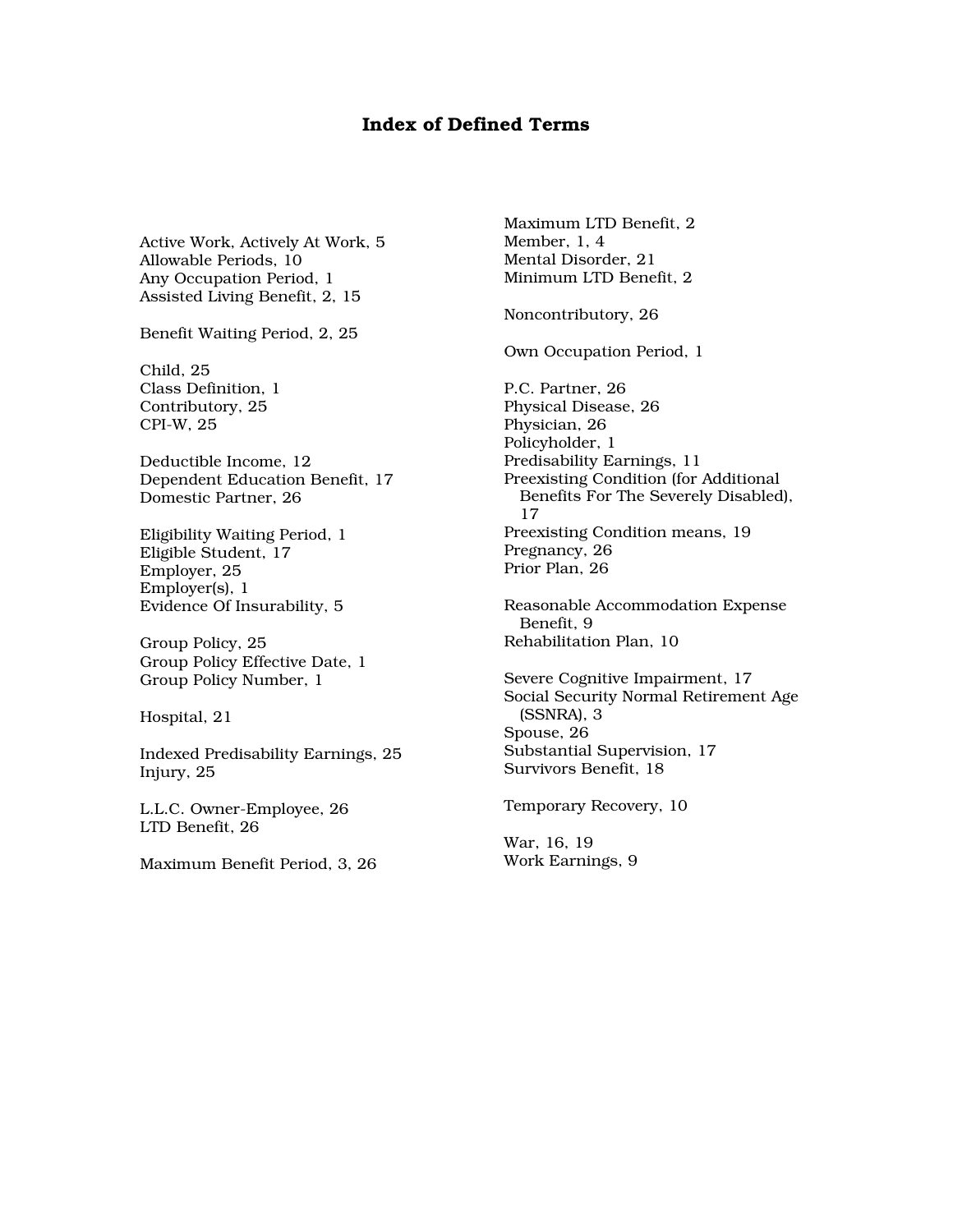# Index of Defined Terms

Active Work, Actively At Work, 5
Allowable Periods, 10
Any Occupation Period, 1
Assisted Living Benefit, 2, 15

Benefit Waiting Period, 2, 25

Child, 25
Class Definition, 1
Contributory, 25
CPI-W, 25

Deductible Income, 12
Dependent Education Benefit, 17
Domestic Partner, 26

Eligibility Waiting Period, 1
Eligible Student, 17
Employer, 25
Employer(s), 1
Evidence Of Insurability, 5

Group Policy, 25
Group Policy Effective Date, 1
Group Policy Number, 1

Hospital, 21

Indexed Predisability Earnings, 25
Injury, 25

L.L.C. Owner-Employee, 26
LTD Benefit, 26

Maximum Benefit Period, 3, 26
Maximum LTD Benefit, 2
Member, 1, 4
Mental Disorder, 21
Minimum LTD Benefit, 2

Noncontributory, 26

Own Occupation Period, 1

P.C. Partner, 26
Physical Disease, 26
Physician, 26
Policyholder, 1
Predisability Earnings, 11
Preexisting Condition (for Additional Benefits For The Severely Disabled), 17
Preexisting Condition means, 19
Pregnancy, 26
Prior Plan, 26

Reasonable Accommodation Expense Benefit, 9
Rehabilitation Plan, 10

Severe Cognitive Impairment, 17
Social Security Normal Retirement Age (SSNRA), 3
Spouse, 26
Substantial Supervision, 17
Survivors Benefit, 18

Temporary Recovery, 10

War, 16, 19
Work Earnings, 9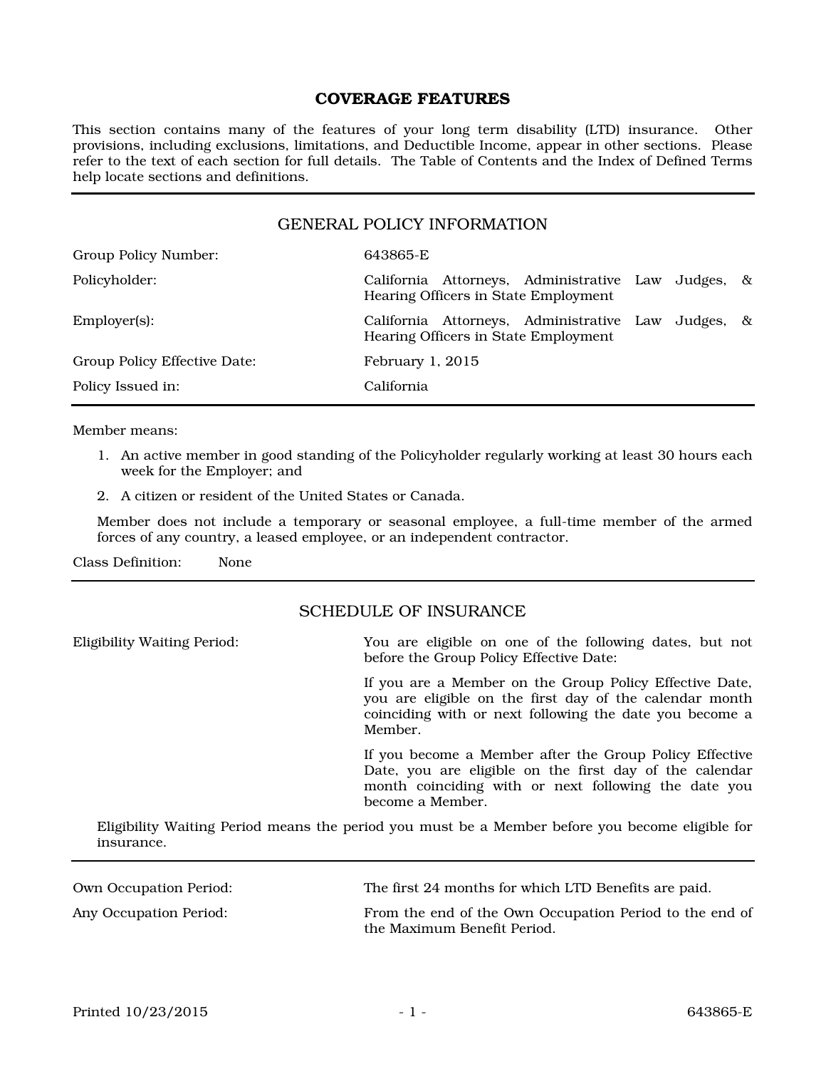# COVERAGE FEATURES

This section contains many of the features of your long term disability (LTD) insurance. Other provisions, including exclusions, limitations, and Deductible Income, appear in other sections. Please refer to the text of each section for full details. The Table of Contents and the Index of Defined Terms help locate sections and definitions.

## GENERAL POLICY INFORMATION

| | |
|---|---|
| Group Policy Number: | 643865-E |
| Policyholder: | California Attorneys, Administrative Law Judges, & Hearing Officers in State Employment |
| Employer(s): | California Attorneys, Administrative Law Judges, & Hearing Officers in State Employment |
| Group Policy Effective Date: | February 1, 2015 |
| Policy Issued in: | California |

Member means:

1. An active member in good standing of the Policyholder regularly working at least 30 hours each week for the Employer; and
2. A citizen or resident of the United States or Canada.

Member does not include a temporary or seasonal employee, a full-time member of the armed forces of any country, a leased employee, or an independent contractor.

Class Definition: None

## SCHEDULE OF INSURANCE

**Eligibility Waiting Period:** You are eligible on one of the following dates, but not before the Group Policy Effective Date:

If you are a Member on the Group Policy Effective Date, you are eligible on the first day of the calendar month coinciding with or next following the date you become a Member.

If you become a Member after the Group Policy Effective Date, you are eligible on the first day of the calendar month coinciding with or next following the date you become a Member.

Eligibility Waiting Period means the period you must be a Member before you become eligible for insurance.

---

| | |
|---|---|
| Own Occupation Period: | The first 24 months for which LTD Benefits are paid. |
| Any Occupation Period: | From the end of the Own Occupation Period to the end of the Maximum Benefit Period. |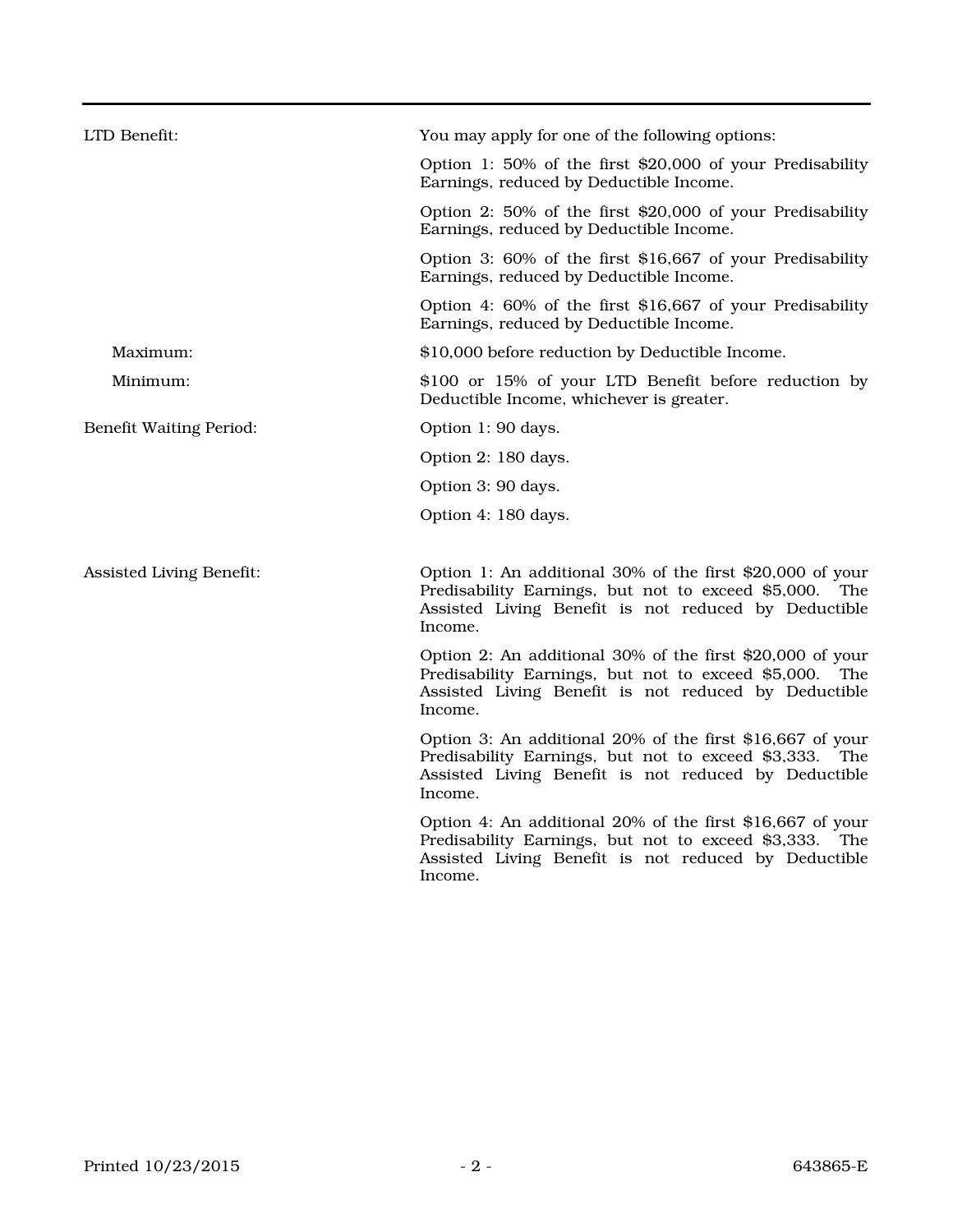| | |
|---|---|
| LTD Benefit: | You may apply for one of the following options: |
| | Option 1: 50% of the first $20,000 of your Predisability Earnings, reduced by Deductible Income. |
| | Option 2: 50% of the first $20,000 of your Predisability Earnings, reduced by Deductible Income. |
| | Option 3: 60% of the first $16,667 of your Predisability Earnings, reduced by Deductible Income. |
| | Option 4: 60% of the first $16,667 of your Predisability Earnings, reduced by Deductible Income. |
| Maximum: | $10,000 before reduction by Deductible Income. |
| Minimum: | $100 or 15% of your LTD Benefit before reduction by Deductible Income, whichever is greater. |
| Benefit Waiting Period: | Option 1: 90 days. |
| | Option 2: 180 days. |
| | Option 3: 90 days. |
| | Option 4: 180 days. |
| Assisted Living Benefit: | Option 1: An additional 30% of the first $20,000 of your Predisability Earnings, but not to exceed $5,000. The Assisted Living Benefit is not reduced by Deductible Income. |
| | Option 2: An additional 30% of the first $20,000 of your Predisability Earnings, but not to exceed $5,000. The Assisted Living Benefit is not reduced by Deductible Income. |
| | Option 3: An additional 20% of the first $16,667 of your Predisability Earnings, but not to exceed $3,333. The Assisted Living Benefit is not reduced by Deductible Income. |
| | Option 4: An additional 20% of the first $16,667 of your Predisability Earnings, but not to exceed $3,333. The Assisted Living Benefit is not reduced by Deductible Income. |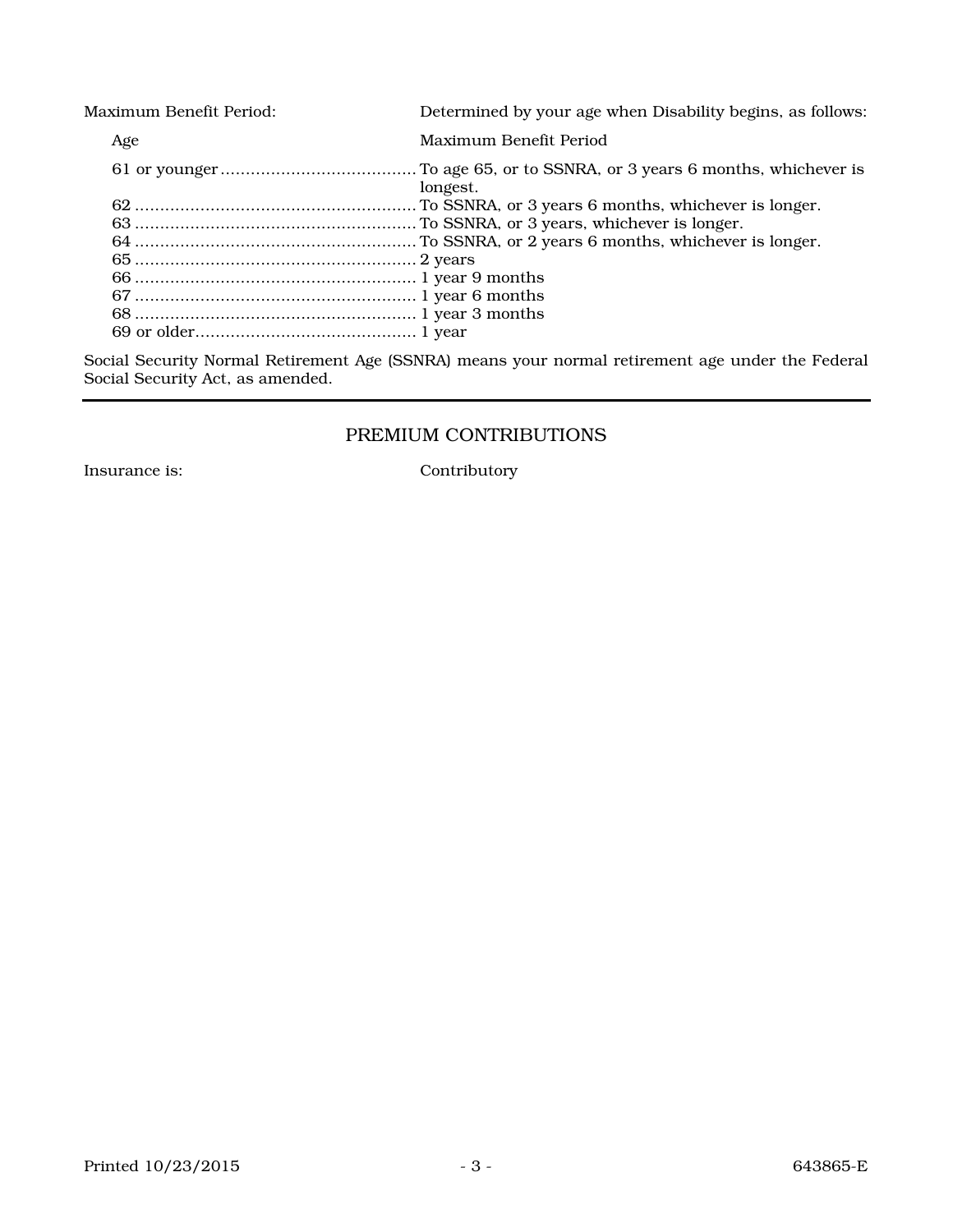Maximum Benefit Period: Determined by your age when Disability begins, as follows:

| Age | Maximum Benefit Period |
| --- | --- |
| 61 or younger | To age 65, or to SSNRA, or 3 years 6 months, whichever is longest. |
| 62 | To SSNRA, or 3 years 6 months, whichever is longer. |
| 63 | To SSNRA, or 3 years, whichever is longer. |
| 64 | To SSNRA, or 2 years 6 months, whichever is longer. |
| 65 | 2 years |
| 66 | 1 year 9 months |
| 67 | 1 year 6 months |
| 68 | 1 year 3 months |
| 69 or older | 1 year |

Social Security Normal Retirement Age (SSNRA) means your normal retirement age under the Federal Social Security Act, as amended.

---

## PREMIUM CONTRIBUTIONS

Insurance is: Contributory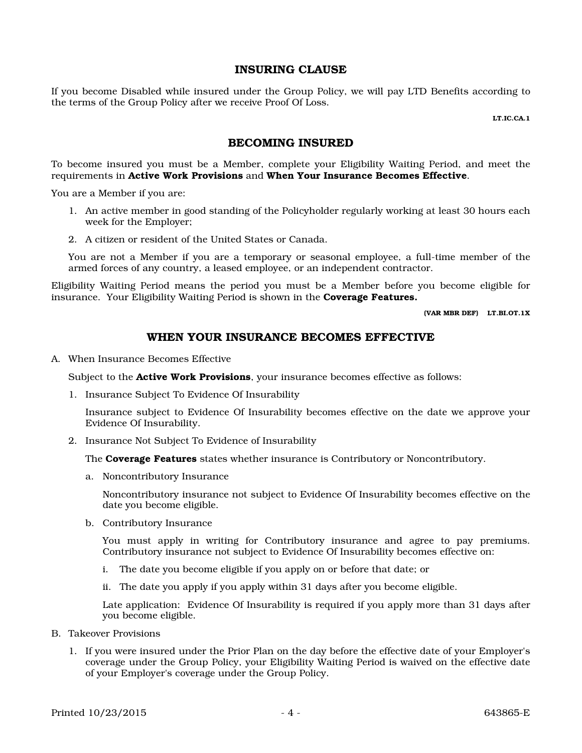## INSURING CLAUSE

If you become Disabled while insured under the Group Policy, we will pay LTD Benefits according to the terms of the Group Policy after we receive Proof Of Loss.

LT.IC.CA.1

## BECOMING INSURED

To become insured you must be a Member, complete your Eligibility Waiting Period, and meet the requirements in **Active Work Provisions** and **When Your Insurance Becomes Effective**.

You are a Member if you are:

1. An active member in good standing of the Policyholder regularly working at least 30 hours each week for the Employer;
2. A citizen or resident of the United States or Canada.

You are not a Member if you are a temporary or seasonal employee, a full-time member of the armed forces of any country, a leased employee, or an independent contractor.

Eligibility Waiting Period means the period you must be a Member before you become eligible for insurance. Your Eligibility Waiting Period is shown in the **Coverage Features.**

(VAR MBR DEF) LT.BI.OT.1X

## WHEN YOUR INSURANCE BECOMES EFFECTIVE

A. When Insurance Becomes Effective

Subject to the **Active Work Provisions**, your insurance becomes effective as follows:

1. Insurance Subject To Evidence Of Insurability

   Insurance subject to Evidence Of Insurability becomes effective on the date we approve your Evidence Of Insurability.

2. Insurance Not Subject To Evidence of Insurability

   The **Coverage Features** states whether insurance is Contributory or Noncontributory.

   a. Noncontributory Insurance

      Noncontributory insurance not subject to Evidence Of Insurability becomes effective on the date you become eligible.

   b. Contributory Insurance

      You must apply in writing for Contributory insurance and agree to pay premiums. Contributory insurance not subject to Evidence Of Insurability becomes effective on:

      i. The date you become eligible if you apply on or before that date; or

      ii. The date you apply if you apply within 31 days after you become eligible.

      Late application: Evidence Of Insurability is required if you apply more than 31 days after you become eligible.

B. Takeover Provisions

1. If you were insured under the Prior Plan on the day before the effective date of your Employer's coverage under the Group Policy, your Eligibility Waiting Period is waived on the effective date of your Employer's coverage under the Group Policy.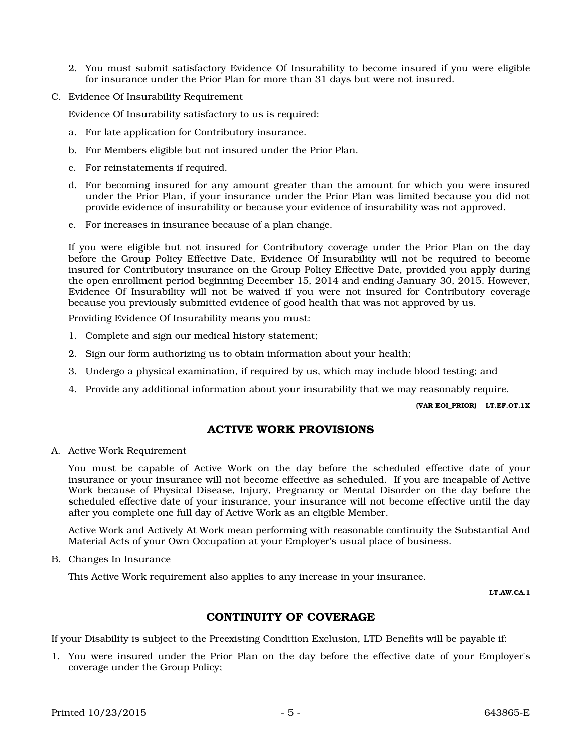2. You must submit satisfactory Evidence Of Insurability to become insured if you were eligible for insurance under the Prior Plan for more than 31 days but were not insured.

C. Evidence Of Insurability Requirement

Evidence Of Insurability satisfactory to us is required:

a. For late application for Contributory insurance.

b. For Members eligible but not insured under the Prior Plan.

c. For reinstatements if required.

d. For becoming insured for any amount greater than the amount for which you were insured under the Prior Plan, if your insurance under the Prior Plan was limited because you did not provide evidence of insurability or because your evidence of insurability was not approved.

e. For increases in insurance because of a plan change.

If you were eligible but not insured for Contributory coverage under the Prior Plan on the day before the Group Policy Effective Date, Evidence Of Insurability will not be required to become insured for Contributory insurance on the Group Policy Effective Date, provided you apply during the open enrollment period beginning December 15, 2014 and ending January 30, 2015. However, Evidence Of Insurability will not be waived if you were not insured for Contributory coverage because you previously submitted evidence of good health that was not approved by us.

Providing Evidence Of Insurability means you must:

1. Complete and sign our medical history statement;
2. Sign our form authorizing us to obtain information about your health;
3. Undergo a physical examination, if required by us, which may include blood testing; and
4. Provide any additional information about your insurability that we may reasonably require.

**(VAR EOI_PRIOR) LT.EF.OT.1X**

## ACTIVE WORK PROVISIONS

A. Active Work Requirement

You must be capable of Active Work on the day before the scheduled effective date of your insurance or your insurance will not become effective as scheduled. If you are incapable of Active Work because of Physical Disease, Injury, Pregnancy or Mental Disorder on the day before the scheduled effective date of your insurance, your insurance will not become effective until the day after you complete one full day of Active Work as an eligible Member.

Active Work and Actively At Work mean performing with reasonable continuity the Substantial And Material Acts of your Own Occupation at your Employer's usual place of business.

B. Changes In Insurance

This Active Work requirement also applies to any increase in your insurance.

**LT.AW.CA.1**

## CONTINUITY OF COVERAGE

If your Disability is subject to the Preexisting Condition Exclusion, LTD Benefits will be payable if:

1. You were insured under the Prior Plan on the day before the effective date of your Employer's coverage under the Group Policy;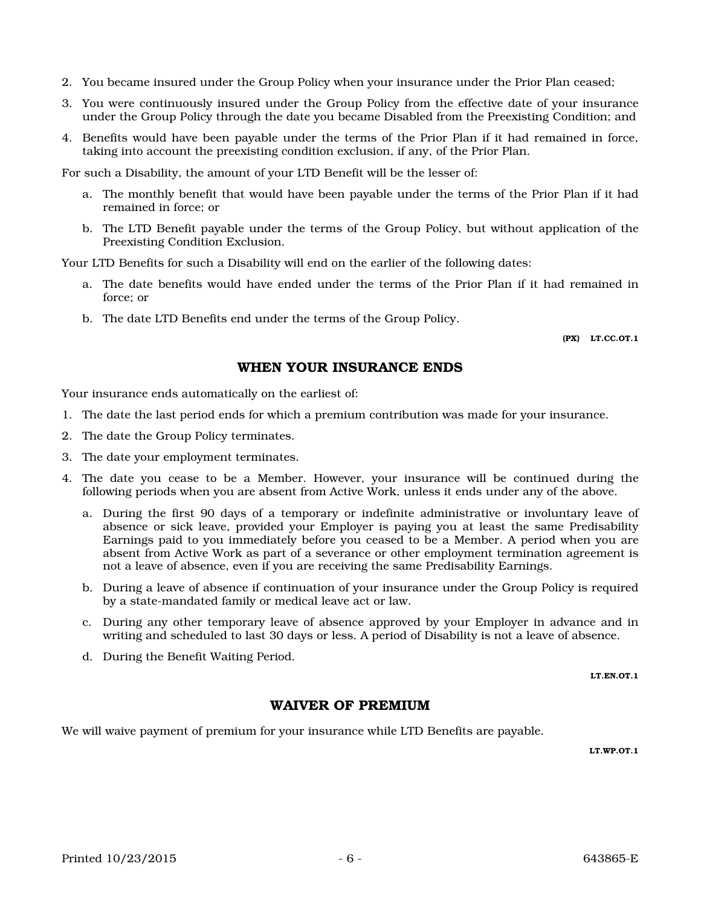2. You became insured under the Group Policy when your insurance under the Prior Plan ceased;
3. You were continuously insured under the Group Policy from the effective date of your insurance under the Group Policy through the date you became Disabled from the Preexisting Condition; and
4. Benefits would have been payable under the terms of the Prior Plan if it had remained in force, taking into account the preexisting condition exclusion, if any, of the Prior Plan.

For such a Disability, the amount of your LTD Benefit will be the lesser of:

a. The monthly benefit that would have been payable under the terms of the Prior Plan if it had remained in force; or
b. The LTD Benefit payable under the terms of the Group Policy, but without application of the Preexisting Condition Exclusion.

Your LTD Benefits for such a Disability will end on the earlier of the following dates:

a. The date benefits would have ended under the terms of the Prior Plan if it had remained in force; or
b. The date LTD Benefits end under the terms of the Group Policy.

**(PX) LT.CC.OT.1**

## WHEN YOUR INSURANCE ENDS

Your insurance ends automatically on the earliest of:

1. The date the last period ends for which a premium contribution was made for your insurance.
2. The date the Group Policy terminates.
3. The date your employment terminates.
4. The date you cease to be a Member. However, your insurance will be continued during the following periods when you are absent from Active Work, unless it ends under any of the above.
   a. During the first 90 days of a temporary or indefinite administrative or involuntary leave of absence or sick leave, provided your Employer is paying you at least the same Predisability Earnings paid to you immediately before you ceased to be a Member. A period when you are absent from Active Work as part of a severance or other employment termination agreement is not a leave of absence, even if you are receiving the same Predisability Earnings.
   b. During a leave of absence if continuation of your insurance under the Group Policy is required by a state-mandated family or medical leave act or law.
   c. During any other temporary leave of absence approved by your Employer in advance and in writing and scheduled to last 30 days or less. A period of Disability is not a leave of absence.
   d. During the Benefit Waiting Period.

**LT.EN.OT.1**

## WAIVER OF PREMIUM

We will waive payment of premium for your insurance while LTD Benefits are payable.

**LT.WP.OT.1**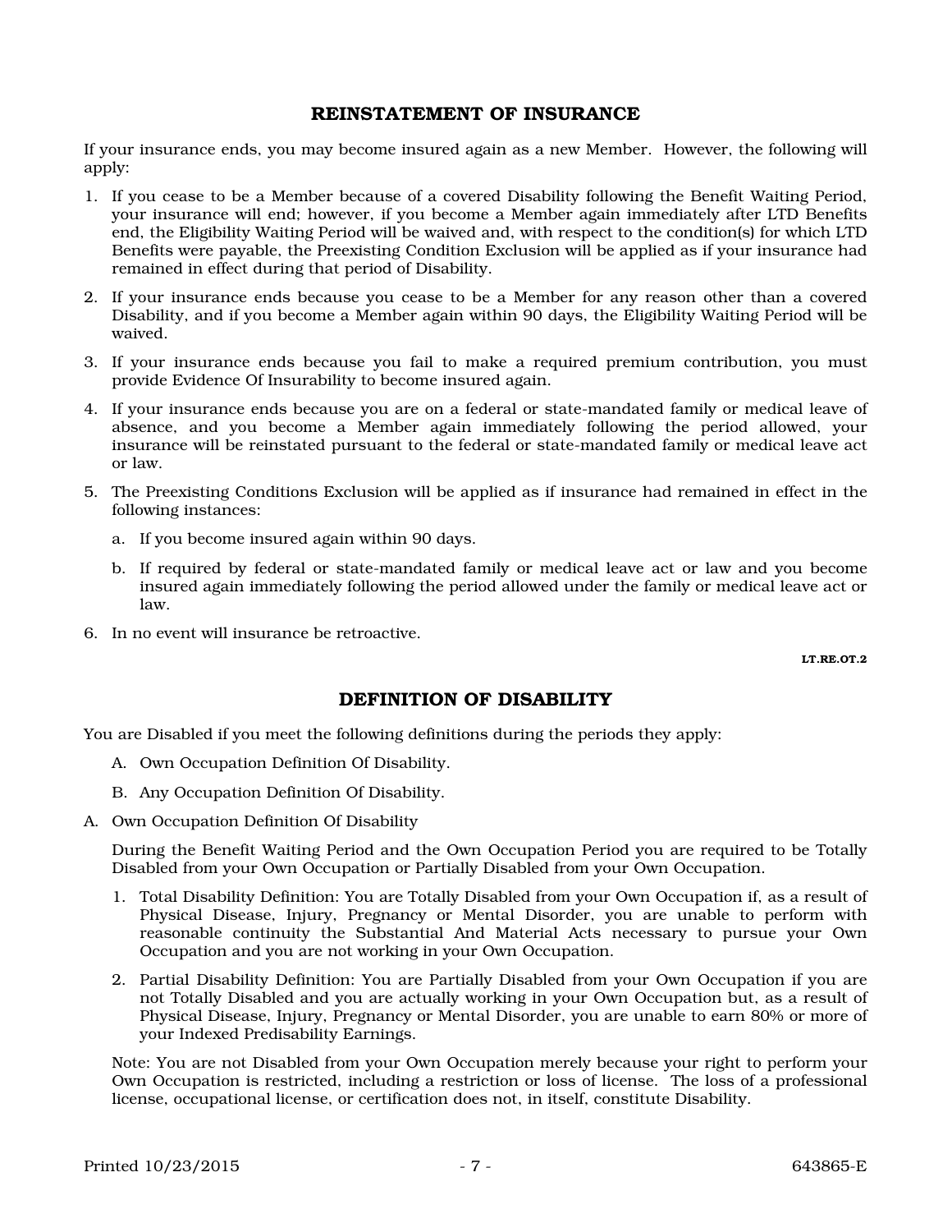## REINSTATEMENT OF INSURANCE

If your insurance ends, you may become insured again as a new Member. However, the following will apply:

1. If you cease to be a Member because of a covered Disability following the Benefit Waiting Period, your insurance will end; however, if you become a Member again immediately after LTD Benefits end, the Eligibility Waiting Period will be waived and, with respect to the condition(s) for which LTD Benefits were payable, the Preexisting Condition Exclusion will be applied as if your insurance had remained in effect during that period of Disability.
2. If your insurance ends because you cease to be a Member for any reason other than a covered Disability, and if you become a Member again within 90 days, the Eligibility Waiting Period will be waived.
3. If your insurance ends because you fail to make a required premium contribution, you must provide Evidence Of Insurability to become insured again.
4. If your insurance ends because you are on a federal or state-mandated family or medical leave of absence, and you become a Member again immediately following the period allowed, your insurance will be reinstated pursuant to the federal or state-mandated family or medical leave act or law.
5. The Preexisting Conditions Exclusion will be applied as if insurance had remained in effect in the following instances:
   a. If you become insured again within 90 days.
   b. If required by federal or state-mandated family or medical leave act or law and you become insured again immediately following the period allowed under the family or medical leave act or law.
6. In no event will insurance be retroactive.

**LT.RE.OT.2**

## DEFINITION OF DISABILITY

You are Disabled if you meet the following definitions during the periods they apply:

A. Own Occupation Definition Of Disability.

B. Any Occupation Definition Of Disability.

A. Own Occupation Definition Of Disability

During the Benefit Waiting Period and the Own Occupation Period you are required to be Totally Disabled from your Own Occupation or Partially Disabled from your Own Occupation.

1. Total Disability Definition: You are Totally Disabled from your Own Occupation if, as a result of Physical Disease, Injury, Pregnancy or Mental Disorder, you are unable to perform with reasonable continuity the Substantial And Material Acts necessary to pursue your Own Occupation and you are not working in your Own Occupation.
2. Partial Disability Definition: You are Partially Disabled from your Own Occupation if you are not Totally Disabled and you are actually working in your Own Occupation but, as a result of Physical Disease, Injury, Pregnancy or Mental Disorder, you are unable to earn 80% or more of your Indexed Predisability Earnings.

Note: You are not Disabled from your Own Occupation merely because your right to perform your Own Occupation is restricted, including a restriction or loss of license. The loss of a professional license, occupational license, or certification does not, in itself, constitute Disability.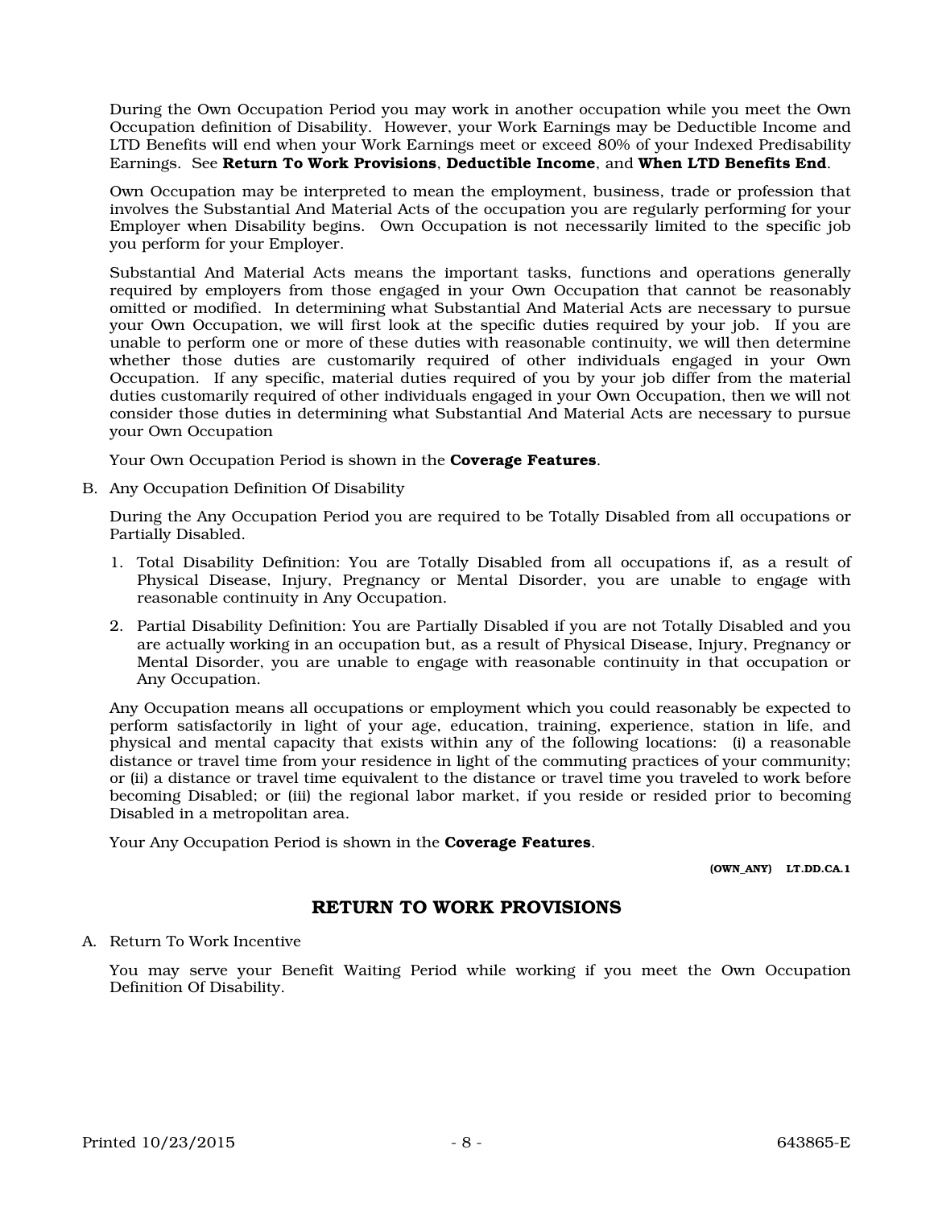During the Own Occupation Period you may work in another occupation while you meet the Own Occupation definition of Disability. However, your Work Earnings may be Deductible Income and LTD Benefits will end when your Work Earnings meet or exceed 80% of your Indexed Predisability Earnings. See **Return To Work Provisions**, **Deductible Income**, and **When LTD Benefits End**.

Own Occupation may be interpreted to mean the employment, business, trade or profession that involves the Substantial And Material Acts of the occupation you are regularly performing for your Employer when Disability begins. Own Occupation is not necessarily limited to the specific job you perform for your Employer.

Substantial And Material Acts means the important tasks, functions and operations generally required by employers from those engaged in your Own Occupation that cannot be reasonably omitted or modified. In determining what Substantial And Material Acts are necessary to pursue your Own Occupation, we will first look at the specific duties required by your job. If you are unable to perform one or more of these duties with reasonable continuity, we will then determine whether those duties are customarily required of other individuals engaged in your Own Occupation. If any specific, material duties required of you by your job differ from the material duties customarily required of other individuals engaged in your Own Occupation, then we will not consider those duties in determining what Substantial And Material Acts are necessary to pursue your Own Occupation

Your Own Occupation Period is shown in the **Coverage Features**.

B. Any Occupation Definition Of Disability

During the Any Occupation Period you are required to be Totally Disabled from all occupations or Partially Disabled.

1. Total Disability Definition: You are Totally Disabled from all occupations if, as a result of Physical Disease, Injury, Pregnancy or Mental Disorder, you are unable to engage with reasonable continuity in Any Occupation.
2. Partial Disability Definition: You are Partially Disabled if you are not Totally Disabled and you are actually working in an occupation but, as a result of Physical Disease, Injury, Pregnancy or Mental Disorder, you are unable to engage with reasonable continuity in that occupation or Any Occupation.

Any Occupation means all occupations or employment which you could reasonably be expected to perform satisfactorily in light of your age, education, training, experience, station in life, and physical and mental capacity that exists within any of the following locations: (i) a reasonable distance or travel time from your residence in light of the commuting practices of your community; or (ii) a distance or travel time equivalent to the distance or travel time you traveled to work before becoming Disabled; or (iii) the regional labor market, if you reside or resided prior to becoming Disabled in a metropolitan area.

Your Any Occupation Period is shown in the **Coverage Features**.

**(OWN_ANY) LT.DD.CA.1**

## RETURN TO WORK PROVISIONS

A. Return To Work Incentive

You may serve your Benefit Waiting Period while working if you meet the Own Occupation Definition Of Disability.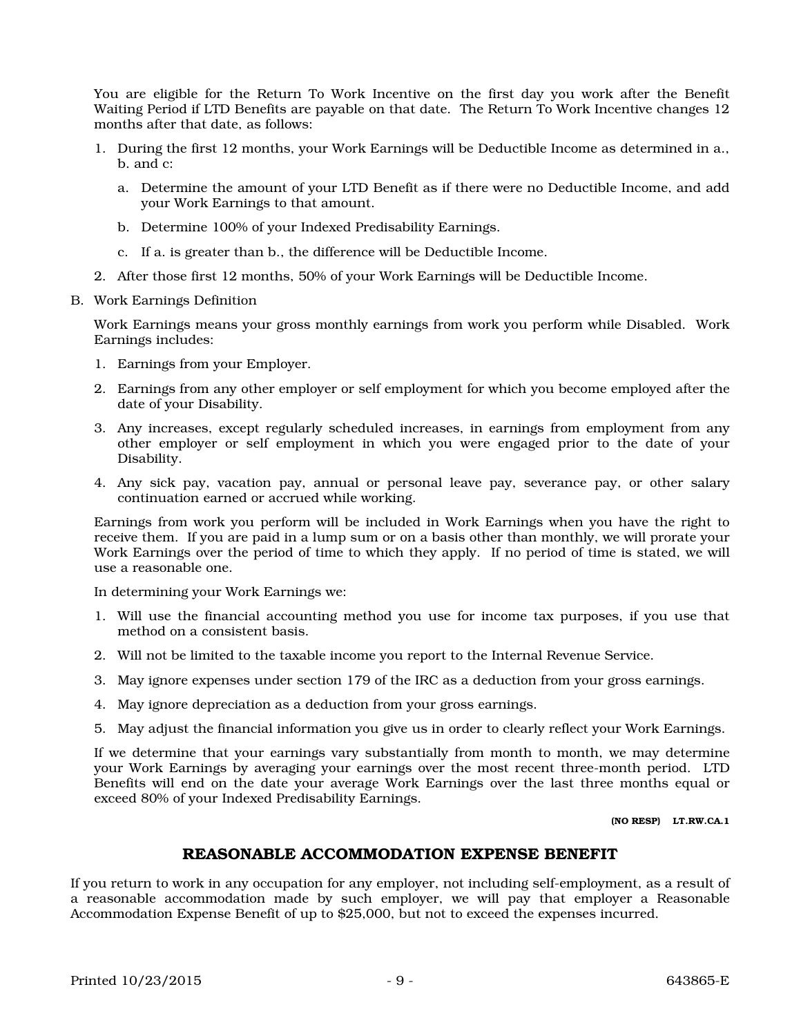You are eligible for the Return To Work Incentive on the first day you work after the Benefit Waiting Period if LTD Benefits are payable on that date. The Return To Work Incentive changes 12 months after that date, as follows:

1. During the first 12 months, your Work Earnings will be Deductible Income as determined in a., b. and c:
   a. Determine the amount of your LTD Benefit as if there were no Deductible Income, and add your Work Earnings to that amount.
   b. Determine 100% of your Indexed Predisability Earnings.
   c. If a. is greater than b., the difference will be Deductible Income.
2. After those first 12 months, 50% of your Work Earnings will be Deductible Income.

B. Work Earnings Definition

Work Earnings means your gross monthly earnings from work you perform while Disabled. Work Earnings includes:

1. Earnings from your Employer.
2. Earnings from any other employer or self employment for which you become employed after the date of your Disability.
3. Any increases, except regularly scheduled increases, in earnings from employment from any other employer or self employment in which you were engaged prior to the date of your Disability.
4. Any sick pay, vacation pay, annual or personal leave pay, severance pay, or other salary continuation earned or accrued while working.

Earnings from work you perform will be included in Work Earnings when you have the right to receive them. If you are paid in a lump sum or on a basis other than monthly, we will prorate your Work Earnings over the period of time to which they apply. If no period of time is stated, we will use a reasonable one.

In determining your Work Earnings we:

1. Will use the financial accounting method you use for income tax purposes, if you use that method on a consistent basis.
2. Will not be limited to the taxable income you report to the Internal Revenue Service.
3. May ignore expenses under section 179 of the IRC as a deduction from your gross earnings.
4. May ignore depreciation as a deduction from your gross earnings.
5. May adjust the financial information you give us in order to clearly reflect your Work Earnings.

If we determine that your earnings vary substantially from month to month, we may determine your Work Earnings by averaging your earnings over the most recent three-month period. LTD Benefits will end on the date your average Work Earnings over the last three months equal or exceed 80% of your Indexed Predisability Earnings.

**(NO RESP) LT.RW.CA.1**

## REASONABLE ACCOMMODATION EXPENSE BENEFIT

If you return to work in any occupation for any employer, not including self-employment, as a result of a reasonable accommodation made by such employer, we will pay that employer a Reasonable Accommodation Expense Benefit of up to $25,000, but not to exceed the expenses incurred.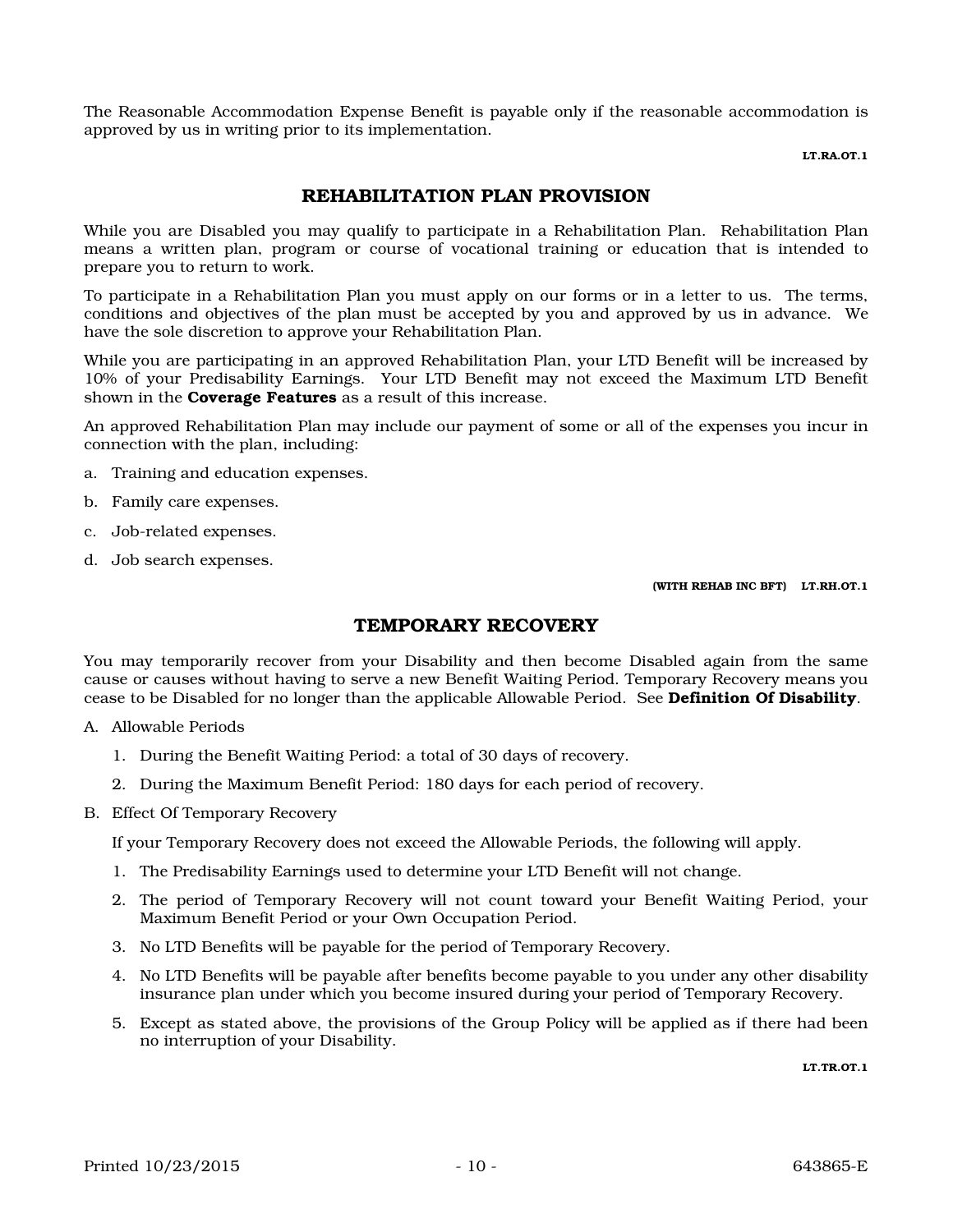The Reasonable Accommodation Expense Benefit is payable only if the reasonable accommodation is approved by us in writing prior to its implementation.

LT.RA.OT.1

## REHABILITATION PLAN PROVISION

While you are Disabled you may qualify to participate in a Rehabilitation Plan. Rehabilitation Plan means a written plan, program or course of vocational training or education that is intended to prepare you to return to work.

To participate in a Rehabilitation Plan you must apply on our forms or in a letter to us. The terms, conditions and objectives of the plan must be accepted by you and approved by us in advance. We have the sole discretion to approve your Rehabilitation Plan.

While you are participating in an approved Rehabilitation Plan, your LTD Benefit will be increased by 10% of your Predisability Earnings. Your LTD Benefit may not exceed the Maximum LTD Benefit shown in the **Coverage Features** as a result of this increase.

An approved Rehabilitation Plan may include our payment of some or all of the expenses you incur in connection with the plan, including:

a. Training and education expenses.

b. Family care expenses.

c. Job-related expenses.

d. Job search expenses.

(WITH REHAB INC BFT) LT.RH.OT.1

## TEMPORARY RECOVERY

You may temporarily recover from your Disability and then become Disabled again from the same cause or causes without having to serve a new Benefit Waiting Period. Temporary Recovery means you cease to be Disabled for no longer than the applicable Allowable Period. See **Definition Of Disability**.

A. Allowable Periods

   1. During the Benefit Waiting Period: a total of 30 days of recovery.

   2. During the Maximum Benefit Period: 180 days for each period of recovery.

B. Effect Of Temporary Recovery

   If your Temporary Recovery does not exceed the Allowable Periods, the following will apply.

   1. The Predisability Earnings used to determine your LTD Benefit will not change.

   2. The period of Temporary Recovery will not count toward your Benefit Waiting Period, your Maximum Benefit Period or your Own Occupation Period.

   3. No LTD Benefits will be payable for the period of Temporary Recovery.

   4. No LTD Benefits will be payable after benefits become payable to you under any other disability insurance plan under which you become insured during your period of Temporary Recovery.

   5. Except as stated above, the provisions of the Group Policy will be applied as if there had been no interruption of your Disability.

LT.TR.OT.1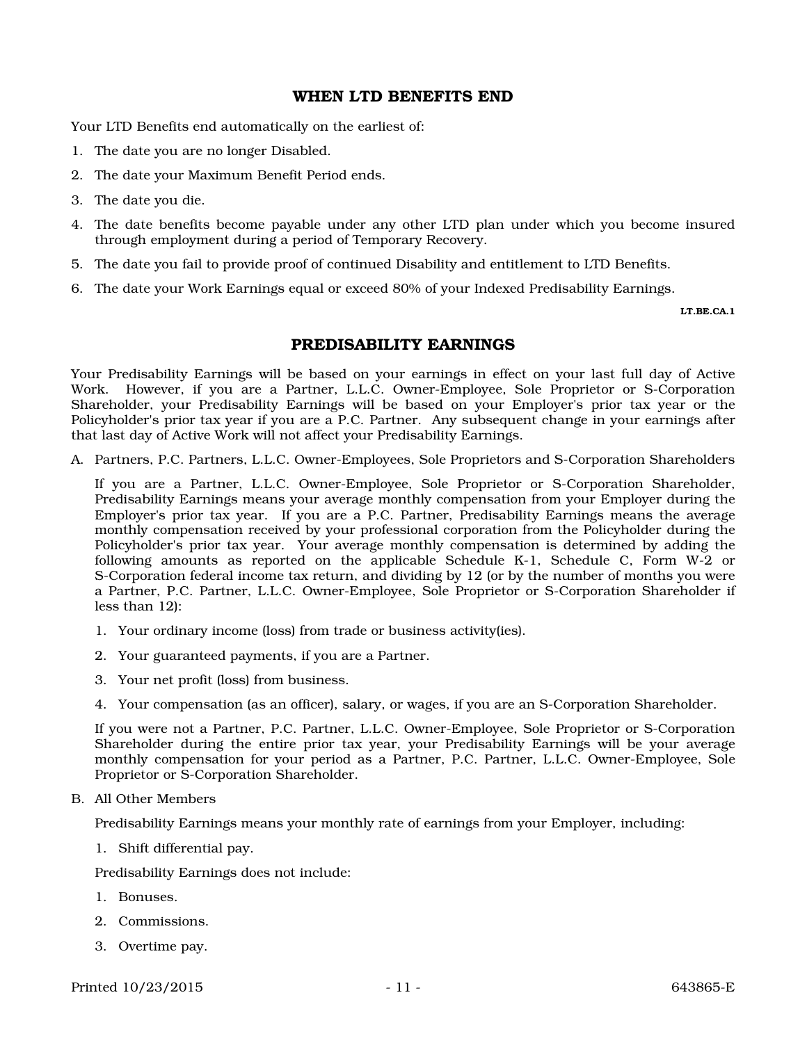## WHEN LTD BENEFITS END

Your LTD Benefits end automatically on the earliest of:

1. The date you are no longer Disabled.
2. The date your Maximum Benefit Period ends.
3. The date you die.
4. The date benefits become payable under any other LTD plan under which you become insured through employment during a period of Temporary Recovery.
5. The date you fail to provide proof of continued Disability and entitlement to LTD Benefits.
6. The date your Work Earnings equal or exceed 80% of your Indexed Predisability Earnings.

LT.BE.CA.1

## PREDISABILITY EARNINGS

Your Predisability Earnings will be based on your earnings in effect on your last full day of Active Work. However, if you are a Partner, L.L.C. Owner-Employee, Sole Proprietor or S-Corporation Shareholder, your Predisability Earnings will be based on your Employer's prior tax year or the Policyholder's prior tax year if you are a P.C. Partner. Any subsequent change in your earnings after that last day of Active Work will not affect your Predisability Earnings.

A. Partners, P.C. Partners, L.L.C. Owner-Employees, Sole Proprietors and S-Corporation Shareholders

   If you are a Partner, L.L.C. Owner-Employee, Sole Proprietor or S-Corporation Shareholder, Predisability Earnings means your average monthly compensation from your Employer during the Employer's prior tax year. If you are a P.C. Partner, Predisability Earnings means the average monthly compensation received by your professional corporation from the Policyholder during the Policyholder's prior tax year. Your average monthly compensation is determined by adding the following amounts as reported on the applicable Schedule K-1, Schedule C, Form W-2 or S-Corporation federal income tax return, and dividing by 12 (or by the number of months you were a Partner, P.C. Partner, L.L.C. Owner-Employee, Sole Proprietor or S-Corporation Shareholder if less than 12):

   1. Your ordinary income (loss) from trade or business activity(ies).
   2. Your guaranteed payments, if you are a Partner.
   3. Your net profit (loss) from business.
   4. Your compensation (as an officer), salary, or wages, if you are an S-Corporation Shareholder.

   If you were not a Partner, P.C. Partner, L.L.C. Owner-Employee, Sole Proprietor or S-Corporation Shareholder during the entire prior tax year, your Predisability Earnings will be your average monthly compensation for your period as a Partner, P.C. Partner, L.L.C. Owner-Employee, Sole Proprietor or S-Corporation Shareholder.

B. All Other Members

   Predisability Earnings means your monthly rate of earnings from your Employer, including:

   1. Shift differential pay.

   Predisability Earnings does not include:

   1. Bonuses.
   2. Commissions.
   3. Overtime pay.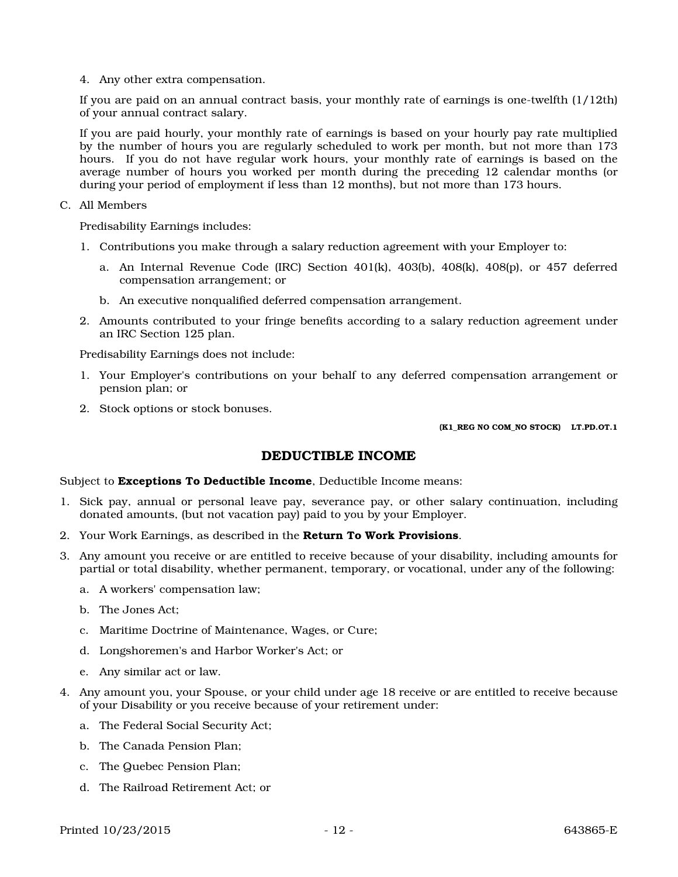4. Any other extra compensation.

If you are paid on an annual contract basis, your monthly rate of earnings is one-twelfth (1/12th) of your annual contract salary.

If you are paid hourly, your monthly rate of earnings is based on your hourly pay rate multiplied by the number of hours you are regularly scheduled to work per month, but not more than 173 hours. If you do not have regular work hours, your monthly rate of earnings is based on the average number of hours you worked per month during the preceding 12 calendar months (or during your period of employment if less than 12 months), but not more than 173 hours.

C. All Members

Predisability Earnings includes:

1. Contributions you make through a salary reduction agreement with your Employer to:
   a. An Internal Revenue Code (IRC) Section 401(k), 403(b), 408(k), 408(p), or 457 deferred compensation arrangement; or
   b. An executive nonqualified deferred compensation arrangement.
2. Amounts contributed to your fringe benefits according to a salary reduction agreement under an IRC Section 125 plan.

Predisability Earnings does not include:

1. Your Employer's contributions on your behalf to any deferred compensation arrangement or pension plan; or
2. Stock options or stock bonuses.

**(K1_REG NO COM_NO STOCK) LT.PD.OT.1**

## DEDUCTIBLE INCOME

Subject to **Exceptions To Deductible Income**, Deductible Income means:

1. Sick pay, annual or personal leave pay, severance pay, or other salary continuation, including donated amounts, (but not vacation pay) paid to you by your Employer.
2. Your Work Earnings, as described in the **Return To Work Provisions**.
3. Any amount you receive or are entitled to receive because of your disability, including amounts for partial or total disability, whether permanent, temporary, or vocational, under any of the following:
   a. A workers' compensation law;
   b. The Jones Act;
   c. Maritime Doctrine of Maintenance, Wages, or Cure;
   d. Longshoremen's and Harbor Worker's Act; or
   e. Any similar act or law.
4. Any amount you, your Spouse, or your child under age 18 receive or are entitled to receive because of your Disability or you receive because of your retirement under:
   a. The Federal Social Security Act;
   b. The Canada Pension Plan;
   c. The Quebec Pension Plan;
   d. The Railroad Retirement Act; or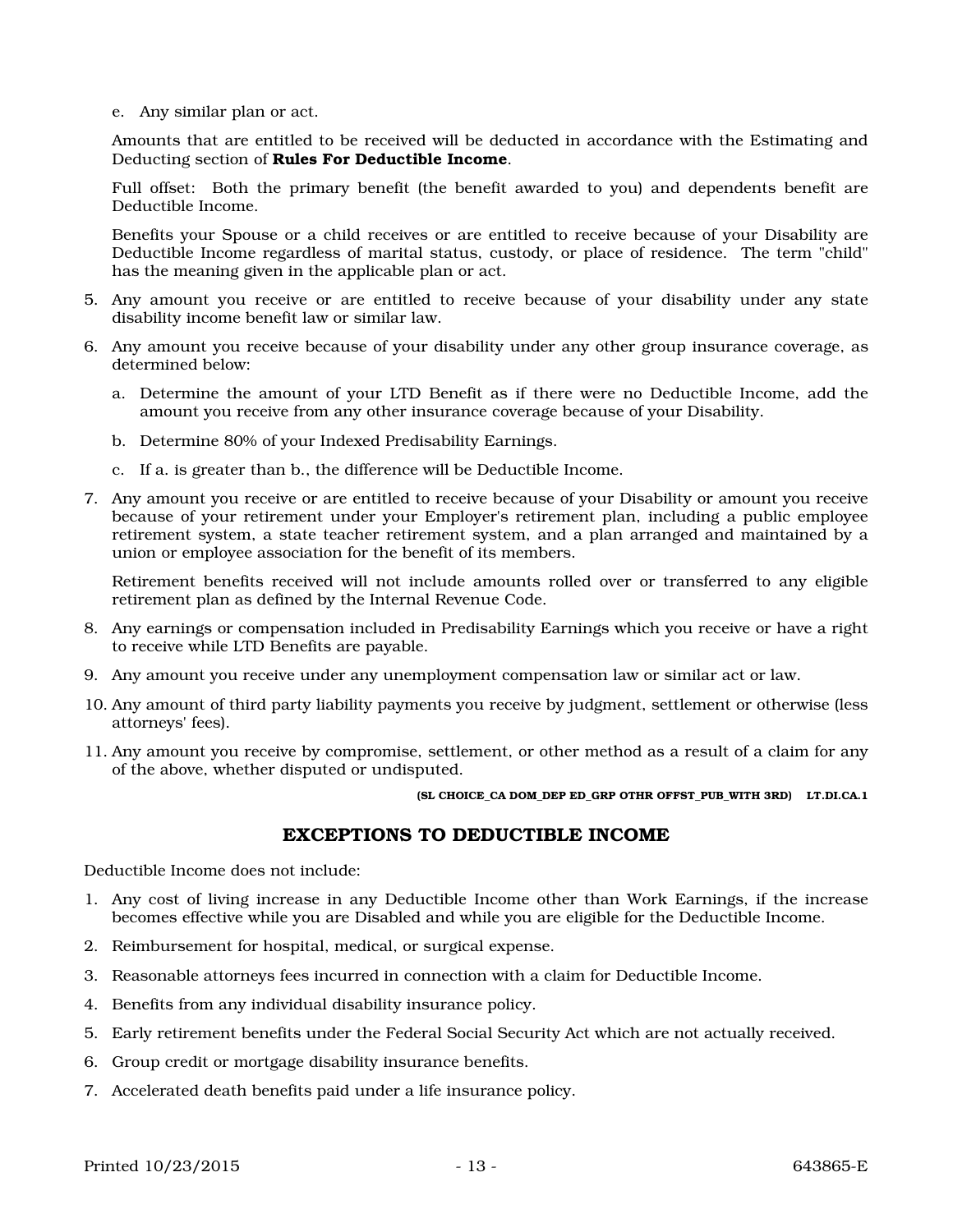e. Any similar plan or act.

Amounts that are entitled to be received will be deducted in accordance with the Estimating and Deducting section of **Rules For Deductible Income**.

Full offset: Both the primary benefit (the benefit awarded to you) and dependents benefit are Deductible Income.

Benefits your Spouse or a child receives or are entitled to receive because of your Disability are Deductible Income regardless of marital status, custody, or place of residence. The term "child" has the meaning given in the applicable plan or act.

5. Any amount you receive or are entitled to receive because of your disability under any state disability income benefit law or similar law.

6. Any amount you receive because of your disability under any other group insurance coverage, as determined below:

   a. Determine the amount of your LTD Benefit as if there were no Deductible Income, add the amount you receive from any other insurance coverage because of your Disability.

   b. Determine 80% of your Indexed Predisability Earnings.

   c. If a. is greater than b., the difference will be Deductible Income.

7. Any amount you receive or are entitled to receive because of your Disability or amount you receive because of your retirement under your Employer's retirement plan, including a public employee retirement system, a state teacher retirement system, and a plan arranged and maintained by a union or employee association for the benefit of its members.

   Retirement benefits received will not include amounts rolled over or transferred to any eligible retirement plan as defined by the Internal Revenue Code.

8. Any earnings or compensation included in Predisability Earnings which you receive or have a right to receive while LTD Benefits are payable.

9. Any amount you receive under any unemployment compensation law or similar act or law.

10. Any amount of third party liability payments you receive by judgment, settlement or otherwise (less attorneys' fees).

11. Any amount you receive by compromise, settlement, or other method as a result of a claim for any of the above, whether disputed or undisputed.

(SL CHOICE_CA DOM_DEP ED_GRP OTHR OFFST_PUB_WITH 3RD) LT.DI.CA.1

## EXCEPTIONS TO DEDUCTIBLE INCOME

Deductible Income does not include:

1. Any cost of living increase in any Deductible Income other than Work Earnings, if the increase becomes effective while you are Disabled and while you are eligible for the Deductible Income.
2. Reimbursement for hospital, medical, or surgical expense.
3. Reasonable attorneys fees incurred in connection with a claim for Deductible Income.
4. Benefits from any individual disability insurance policy.
5. Early retirement benefits under the Federal Social Security Act which are not actually received.
6. Group credit or mortgage disability insurance benefits.
7. Accelerated death benefits paid under a life insurance policy.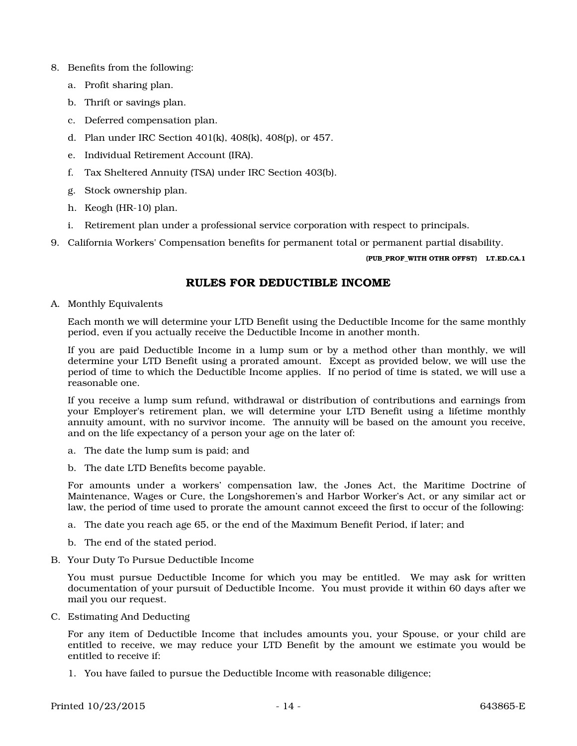8. Benefits from the following:
   a. Profit sharing plan.
   b. Thrift or savings plan.
   c. Deferred compensation plan.
   d. Plan under IRC Section 401(k), 408(k), 408(p), or 457.
   e. Individual Retirement Account (IRA).
   f. Tax Sheltered Annuity (TSA) under IRC Section 403(b).
   g. Stock ownership plan.
   h. Keogh (HR-10) plan.
   i. Retirement plan under a professional service corporation with respect to principals.
9. California Workers' Compensation benefits for permanent total or permanent partial disability.

**(PUB_PROF_WITH OTHR OFFST) LT.ED.CA.1**

## RULES FOR DEDUCTIBLE INCOME

A. Monthly Equivalents

Each month we will determine your LTD Benefit using the Deductible Income for the same monthly period, even if you actually receive the Deductible Income in another month.

If you are paid Deductible Income in a lump sum or by a method other than monthly, we will determine your LTD Benefit using a prorated amount. Except as provided below, we will use the period of time to which the Deductible Income applies. If no period of time is stated, we will use a reasonable one.

If you receive a lump sum refund, withdrawal or distribution of contributions and earnings from your Employer's retirement plan, we will determine your LTD Benefit using a lifetime monthly annuity amount, with no survivor income. The annuity will be based on the amount you receive, and on the life expectancy of a person your age on the later of:

a. The date the lump sum is paid; and
b. The date LTD Benefits become payable.

For amounts under a workers' compensation law, the Jones Act, the Maritime Doctrine of Maintenance, Wages or Cure, the Longshoremen's and Harbor Worker's Act, or any similar act or law, the period of time used to prorate the amount cannot exceed the first to occur of the following:

a. The date you reach age 65, or the end of the Maximum Benefit Period, if later; and
b. The end of the stated period.

B. Your Duty To Pursue Deductible Income

You must pursue Deductible Income for which you may be entitled. We may ask for written documentation of your pursuit of Deductible Income. You must provide it within 60 days after we mail you our request.

C. Estimating And Deducting

For any item of Deductible Income that includes amounts you, your Spouse, or your child are entitled to receive, we may reduce your LTD Benefit by the amount we estimate you would be entitled to receive if:

1. You have failed to pursue the Deductible Income with reasonable diligence;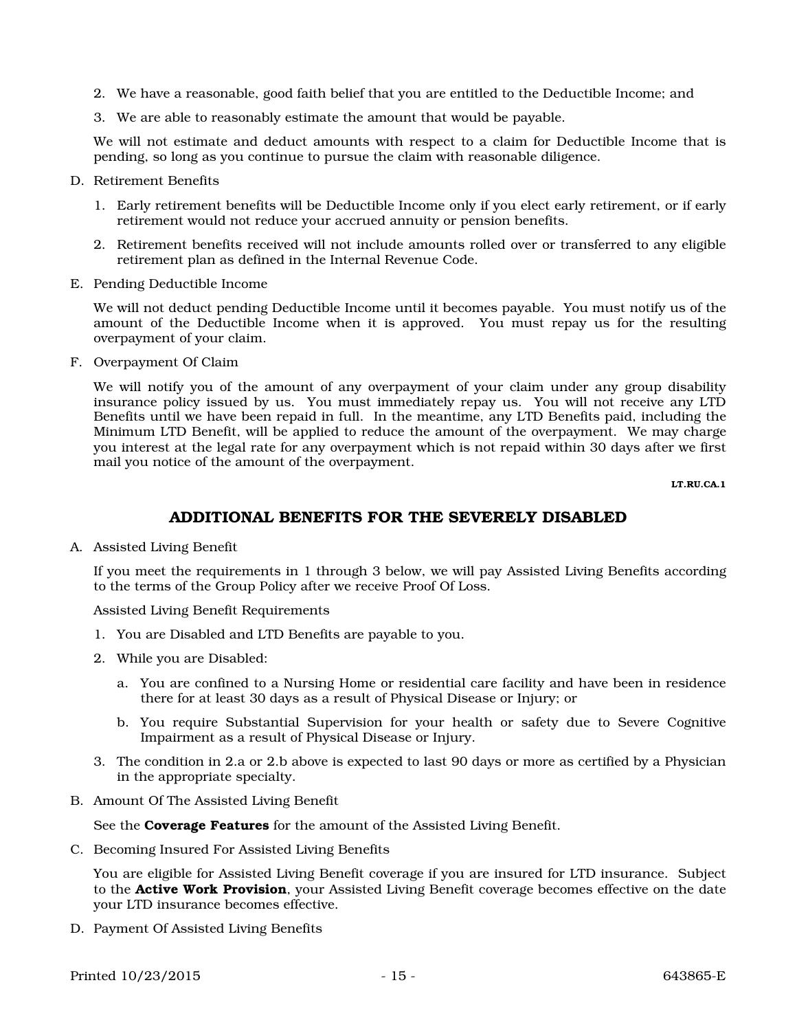2. We have a reasonable, good faith belief that you are entitled to the Deductible Income; and
3. We are able to reasonably estimate the amount that would be payable.

We will not estimate and deduct amounts with respect to a claim for Deductible Income that is pending, so long as you continue to pursue the claim with reasonable diligence.

D. Retirement Benefits

1. Early retirement benefits will be Deductible Income only if you elect early retirement, or if early retirement would not reduce your accrued annuity or pension benefits.
2. Retirement benefits received will not include amounts rolled over or transferred to any eligible retirement plan as defined in the Internal Revenue Code.

E. Pending Deductible Income

We will not deduct pending Deductible Income until it becomes payable. You must notify us of the amount of the Deductible Income when it is approved. You must repay us for the resulting overpayment of your claim.

F. Overpayment Of Claim

We will notify you of the amount of any overpayment of your claim under any group disability insurance policy issued by us. You must immediately repay us. You will not receive any LTD Benefits until we have been repaid in full. In the meantime, any LTD Benefits paid, including the Minimum LTD Benefit, will be applied to reduce the amount of the overpayment. We may charge you interest at the legal rate for any overpayment which is not repaid within 30 days after we first mail you notice of the amount of the overpayment.

LT.RU.CA.1

## ADDITIONAL BENEFITS FOR THE SEVERELY DISABLED

A. Assisted Living Benefit

If you meet the requirements in 1 through 3 below, we will pay Assisted Living Benefits according to the terms of the Group Policy after we receive Proof Of Loss.

Assisted Living Benefit Requirements

1. You are Disabled and LTD Benefits are payable to you.
2. While you are Disabled:
   a. You are confined to a Nursing Home or residential care facility and have been in residence there for at least 30 days as a result of Physical Disease or Injury; or
   b. You require Substantial Supervision for your health or safety due to Severe Cognitive Impairment as a result of Physical Disease or Injury.
3. The condition in 2.a or 2.b above is expected to last 90 days or more as certified by a Physician in the appropriate specialty.

B. Amount Of The Assisted Living Benefit

See the **Coverage Features** for the amount of the Assisted Living Benefit.

C. Becoming Insured For Assisted Living Benefits

You are eligible for Assisted Living Benefit coverage if you are insured for LTD insurance. Subject to the **Active Work Provision**, your Assisted Living Benefit coverage becomes effective on the date your LTD insurance becomes effective.

D. Payment Of Assisted Living Benefits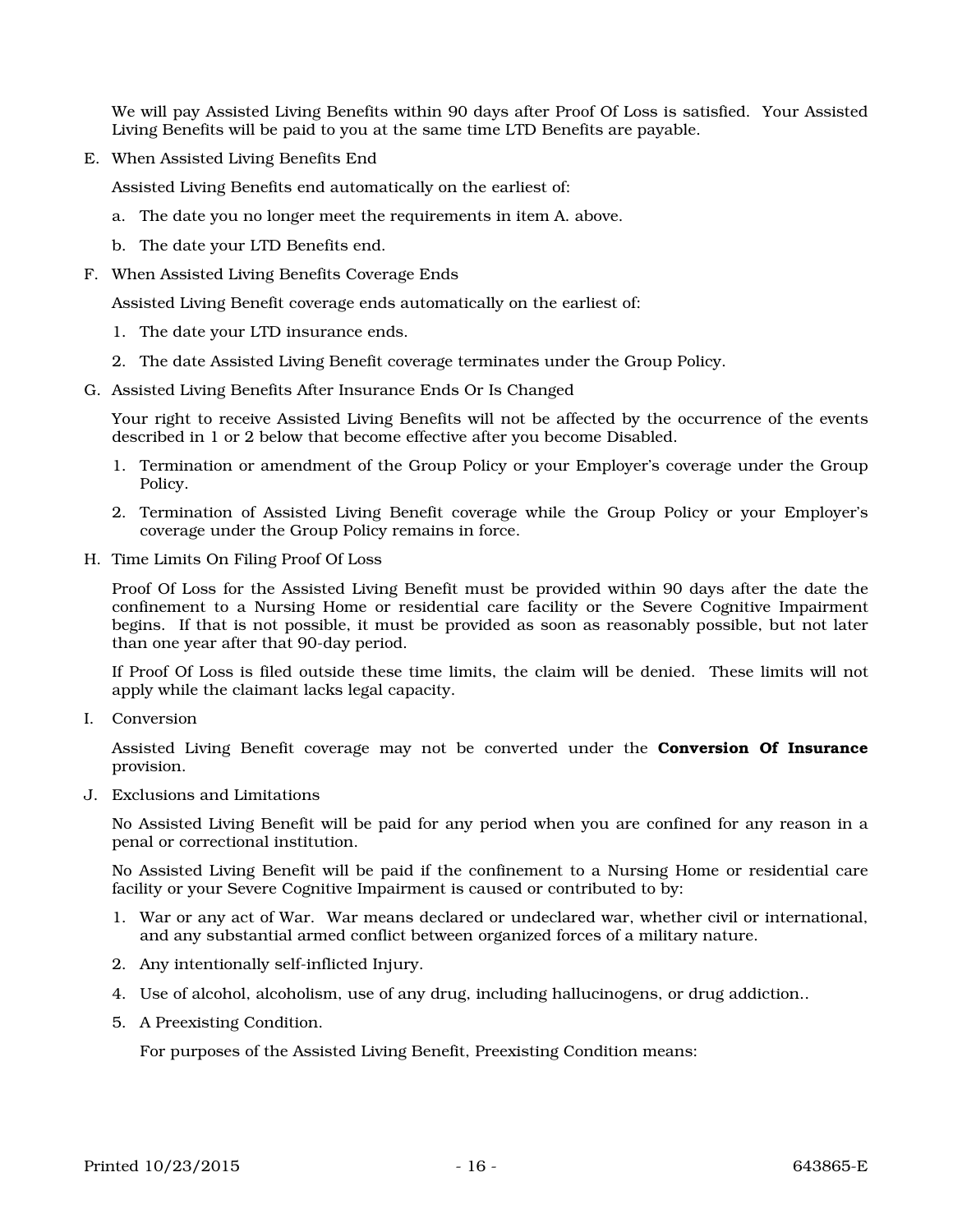We will pay Assisted Living Benefits within 90 days after Proof Of Loss is satisfied. Your Assisted Living Benefits will be paid to you at the same time LTD Benefits are payable.

E. When Assisted Living Benefits End

Assisted Living Benefits end automatically on the earliest of:

a. The date you no longer meet the requirements in item A. above.

b. The date your LTD Benefits end.

F. When Assisted Living Benefits Coverage Ends

Assisted Living Benefit coverage ends automatically on the earliest of:

1. The date your LTD insurance ends.
2. The date Assisted Living Benefit coverage terminates under the Group Policy.

G. Assisted Living Benefits After Insurance Ends Or Is Changed

Your right to receive Assisted Living Benefits will not be affected by the occurrence of the events described in 1 or 2 below that become effective after you become Disabled.

1. Termination or amendment of the Group Policy or your Employer's coverage under the Group Policy.
2. Termination of Assisted Living Benefit coverage while the Group Policy or your Employer's coverage under the Group Policy remains in force.

H. Time Limits On Filing Proof Of Loss

Proof Of Loss for the Assisted Living Benefit must be provided within 90 days after the date the confinement to a Nursing Home or residential care facility or the Severe Cognitive Impairment begins. If that is not possible, it must be provided as soon as reasonably possible, but not later than one year after that 90-day period.

If Proof Of Loss is filed outside these time limits, the claim will be denied. These limits will not apply while the claimant lacks legal capacity.

I. Conversion

Assisted Living Benefit coverage may not be converted under the **Conversion Of Insurance** provision.

J. Exclusions and Limitations

No Assisted Living Benefit will be paid for any period when you are confined for any reason in a penal or correctional institution.

No Assisted Living Benefit will be paid if the confinement to a Nursing Home or residential care facility or your Severe Cognitive Impairment is caused or contributed to by:

1. War or any act of War. War means declared or undeclared war, whether civil or international, and any substantial armed conflict between organized forces of a military nature.
2. Any intentionally self-inflicted Injury.
4. Use of alcohol, alcoholism, use of any drug, including hallucinogens, or drug addiction..
5. A Preexisting Condition.

   For purposes of the Assisted Living Benefit, Preexisting Condition means: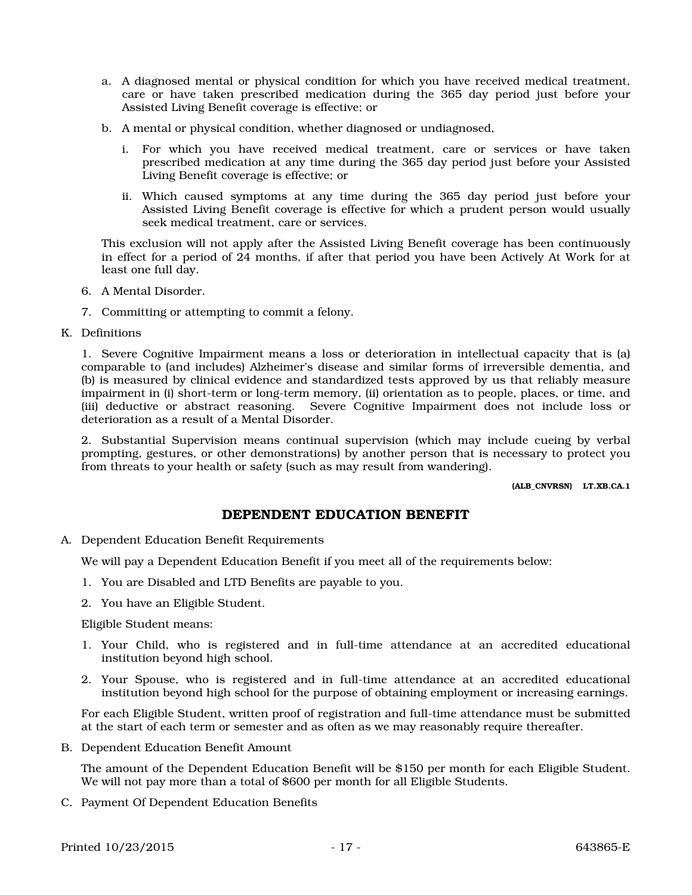a. A diagnosed mental or physical condition for which you have received medical treatment, care or have taken prescribed medication during the 365 day period just before your Assisted Living Benefit coverage is effective; or

b. A mental or physical condition, whether diagnosed or undiagnosed,

   i. For which you have received medical treatment, care or services or have taken prescribed medication at any time during the 365 day period just before your Assisted Living Benefit coverage is effective; or

   ii. Which caused symptoms at any time during the 365 day period just before your Assisted Living Benefit coverage is effective for which a prudent person would usually seek medical treatment, care or services.

This exclusion will not apply after the Assisted Living Benefit coverage has been continuously in effect for a period of 24 months, if after that period you have been Actively At Work for at least one full day.

6. A Mental Disorder.

7. Committing or attempting to commit a felony.

K. Definitions

1. Severe Cognitive Impairment means a loss or deterioration in intellectual capacity that is (a) comparable to (and includes) Alzheimer's disease and similar forms of irreversible dementia, and (b) is measured by clinical evidence and standardized tests approved by us that reliably measure impairment in (i) short-term or long-term memory, (ii) orientation as to people, places, or time, and (iii) deductive or abstract reasoning. Severe Cognitive Impairment does not include loss or deterioration as a result of a Mental Disorder.

2. Substantial Supervision means continual supervision (which may include cueing by verbal prompting, gestures, or other demonstrations) by another person that is necessary to protect you from threats to your health or safety (such as may result from wandering).

**(ALB_CNVRSN) LT.XB.CA.1**

## DEPENDENT EDUCATION BENEFIT

A. Dependent Education Benefit Requirements

We will pay a Dependent Education Benefit if you meet all of the requirements below:

1. You are Disabled and LTD Benefits are payable to you.
2. You have an Eligible Student.

Eligible Student means:

1. Your Child, who is registered and in full-time attendance at an accredited educational institution beyond high school.
2. Your Spouse, who is registered and in full-time attendance at an accredited educational institution beyond high school for the purpose of obtaining employment or increasing earnings.

For each Eligible Student, written proof of registration and full-time attendance must be submitted at the start of each term or semester and as often as we may reasonably require thereafter.

B. Dependent Education Benefit Amount

The amount of the Dependent Education Benefit will be $150 per month for each Eligible Student. We will not pay more than a total of $600 per month for all Eligible Students.

C. Payment Of Dependent Education Benefits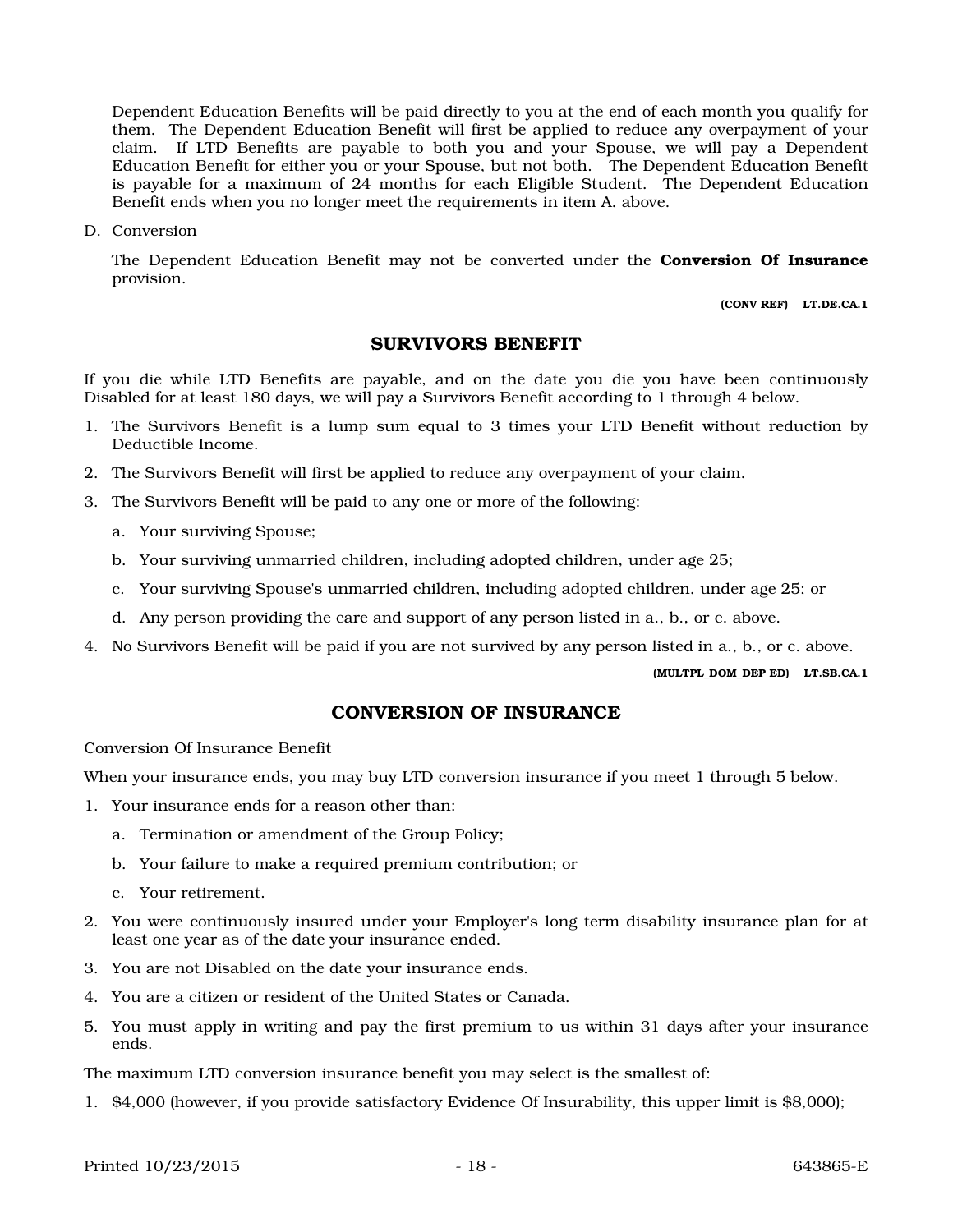Dependent Education Benefits will be paid directly to you at the end of each month you qualify for them. The Dependent Education Benefit will first be applied to reduce any overpayment of your claim. If LTD Benefits are payable to both you and your Spouse, we will pay a Dependent Education Benefit for either you or your Spouse, but not both. The Dependent Education Benefit is payable for a maximum of 24 months for each Eligible Student. The Dependent Education Benefit ends when you no longer meet the requirements in item A. above.

D. Conversion

The Dependent Education Benefit may not be converted under the **Conversion Of Insurance** provision.

**(CONV REF) LT.DE.CA.1**

## SURVIVORS BENEFIT

If you die while LTD Benefits are payable, and on the date you die you have been continuously Disabled for at least 180 days, we will pay a Survivors Benefit according to 1 through 4 below.

1. The Survivors Benefit is a lump sum equal to 3 times your LTD Benefit without reduction by Deductible Income.
2. The Survivors Benefit will first be applied to reduce any overpayment of your claim.
3. The Survivors Benefit will be paid to any one or more of the following:
   a. Your surviving Spouse;
   b. Your surviving unmarried children, including adopted children, under age 25;
   c. Your surviving Spouse's unmarried children, including adopted children, under age 25; or
   d. Any person providing the care and support of any person listed in a., b., or c. above.
4. No Survivors Benefit will be paid if you are not survived by any person listed in a., b., or c. above.

**(MULTPL_DOM_DEP ED) LT.SB.CA.1**

## CONVERSION OF INSURANCE

Conversion Of Insurance Benefit

When your insurance ends, you may buy LTD conversion insurance if you meet 1 through 5 below.

1. Your insurance ends for a reason other than:
   a. Termination or amendment of the Group Policy;
   b. Your failure to make a required premium contribution; or
   c. Your retirement.
2. You were continuously insured under your Employer's long term disability insurance plan for at least one year as of the date your insurance ended.
3. You are not Disabled on the date your insurance ends.
4. You are a citizen or resident of the United States or Canada.
5. You must apply in writing and pay the first premium to us within 31 days after your insurance ends.

The maximum LTD conversion insurance benefit you may select is the smallest of:

1. $4,000 (however, if you provide satisfactory Evidence Of Insurability, this upper limit is $8,000);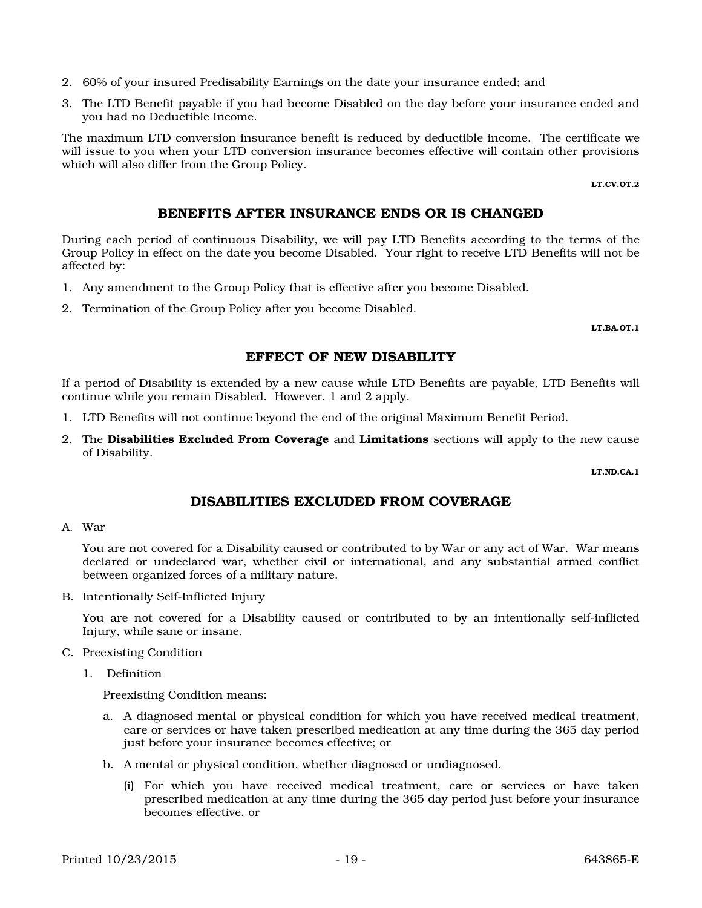2. 60% of your insured Predisability Earnings on the date your insurance ended; and

3. The LTD Benefit payable if you had become Disabled on the day before your insurance ended and you had no Deductible Income.

The maximum LTD conversion insurance benefit is reduced by deductible income. The certificate we will issue to you when your LTD conversion insurance becomes effective will contain other provisions which will also differ from the Group Policy.

LT.CV.OT.2

## BENEFITS AFTER INSURANCE ENDS OR IS CHANGED

During each period of continuous Disability, we will pay LTD Benefits according to the terms of the Group Policy in effect on the date you become Disabled. Your right to receive LTD Benefits will not be affected by:

1. Any amendment to the Group Policy that is effective after you become Disabled.
2. Termination of the Group Policy after you become Disabled.

LT.BA.OT.1

## EFFECT OF NEW DISABILITY

If a period of Disability is extended by a new cause while LTD Benefits are payable, LTD Benefits will continue while you remain Disabled. However, 1 and 2 apply.

1. LTD Benefits will not continue beyond the end of the original Maximum Benefit Period.
2. The **Disabilities Excluded From Coverage** and **Limitations** sections will apply to the new cause of Disability.

LT.ND.CA.1

## DISABILITIES EXCLUDED FROM COVERAGE

A. War

   You are not covered for a Disability caused or contributed to by War or any act of War. War means declared or undeclared war, whether civil or international, and any substantial armed conflict between organized forces of a military nature.

B. Intentionally Self-Inflicted Injury

   You are not covered for a Disability caused or contributed to by an intentionally self-inflicted Injury, while sane or insane.

C. Preexisting Condition

   1. Definition

      Preexisting Condition means:

      a. A diagnosed mental or physical condition for which you have received medical treatment, care or services or have taken prescribed medication at any time during the 365 day period just before your insurance becomes effective; or

      b. A mental or physical condition, whether diagnosed or undiagnosed,

         (i) For which you have received medical treatment, care or services or have taken prescribed medication at any time during the 365 day period just before your insurance becomes effective, or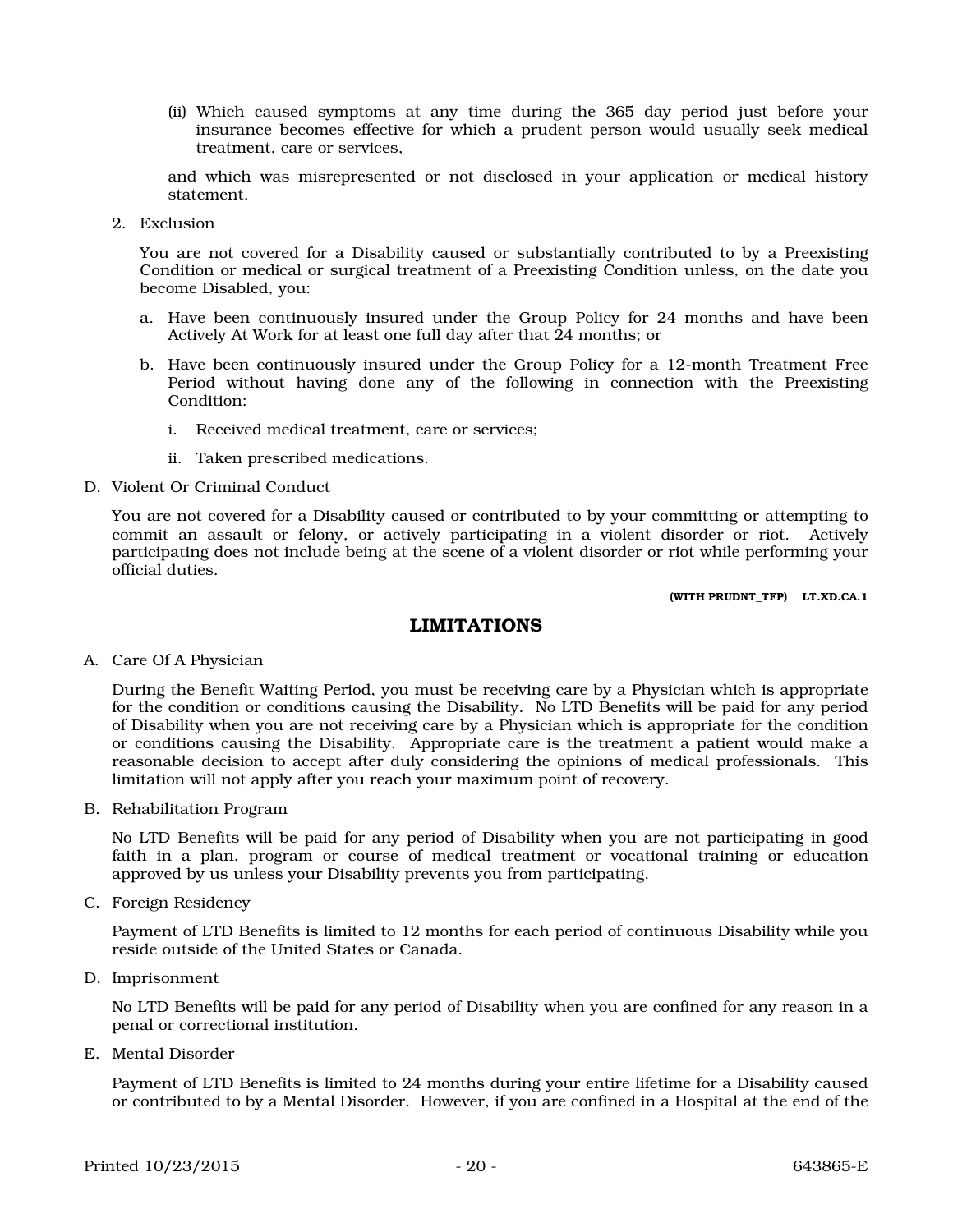(ii) Which caused symptoms at any time during the 365 day period just before your insurance becomes effective for which a prudent person would usually seek medical treatment, care or services,

and which was misrepresented or not disclosed in your application or medical history statement.

2. Exclusion

   You are not covered for a Disability caused or substantially contributed to by a Preexisting Condition or medical or surgical treatment of a Preexisting Condition unless, on the date you become Disabled, you:

   a. Have been continuously insured under the Group Policy for 24 months and have been Actively At Work for at least one full day after that 24 months; or

   b. Have been continuously insured under the Group Policy for a 12-month Treatment Free Period without having done any of the following in connection with the Preexisting Condition:

      i. Received medical treatment, care or services;

      ii. Taken prescribed medications.

D. Violent Or Criminal Conduct

   You are not covered for a Disability caused or contributed to by your committing or attempting to commit an assault or felony, or actively participating in a violent disorder or riot. Actively participating does not include being at the scene of a violent disorder or riot while performing your official duties.

**(WITH PRUDNT_TFP) LT.XD.CA.1**

## LIMITATIONS

A. Care Of A Physician

   During the Benefit Waiting Period, you must be receiving care by a Physician which is appropriate for the condition or conditions causing the Disability. No LTD Benefits will be paid for any period of Disability when you are not receiving care by a Physician which is appropriate for the condition or conditions causing the Disability. Appropriate care is the treatment a patient would make a reasonable decision to accept after duly considering the opinions of medical professionals. This limitation will not apply after you reach your maximum point of recovery.

B. Rehabilitation Program

   No LTD Benefits will be paid for any period of Disability when you are not participating in good faith in a plan, program or course of medical treatment or vocational training or education approved by us unless your Disability prevents you from participating.

C. Foreign Residency

   Payment of LTD Benefits is limited to 12 months for each period of continuous Disability while you reside outside of the United States or Canada.

D. Imprisonment

   No LTD Benefits will be paid for any period of Disability when you are confined for any reason in a penal or correctional institution.

E. Mental Disorder

   Payment of LTD Benefits is limited to 24 months during your entire lifetime for a Disability caused or contributed to by a Mental Disorder. However, if you are confined in a Hospital at the end of the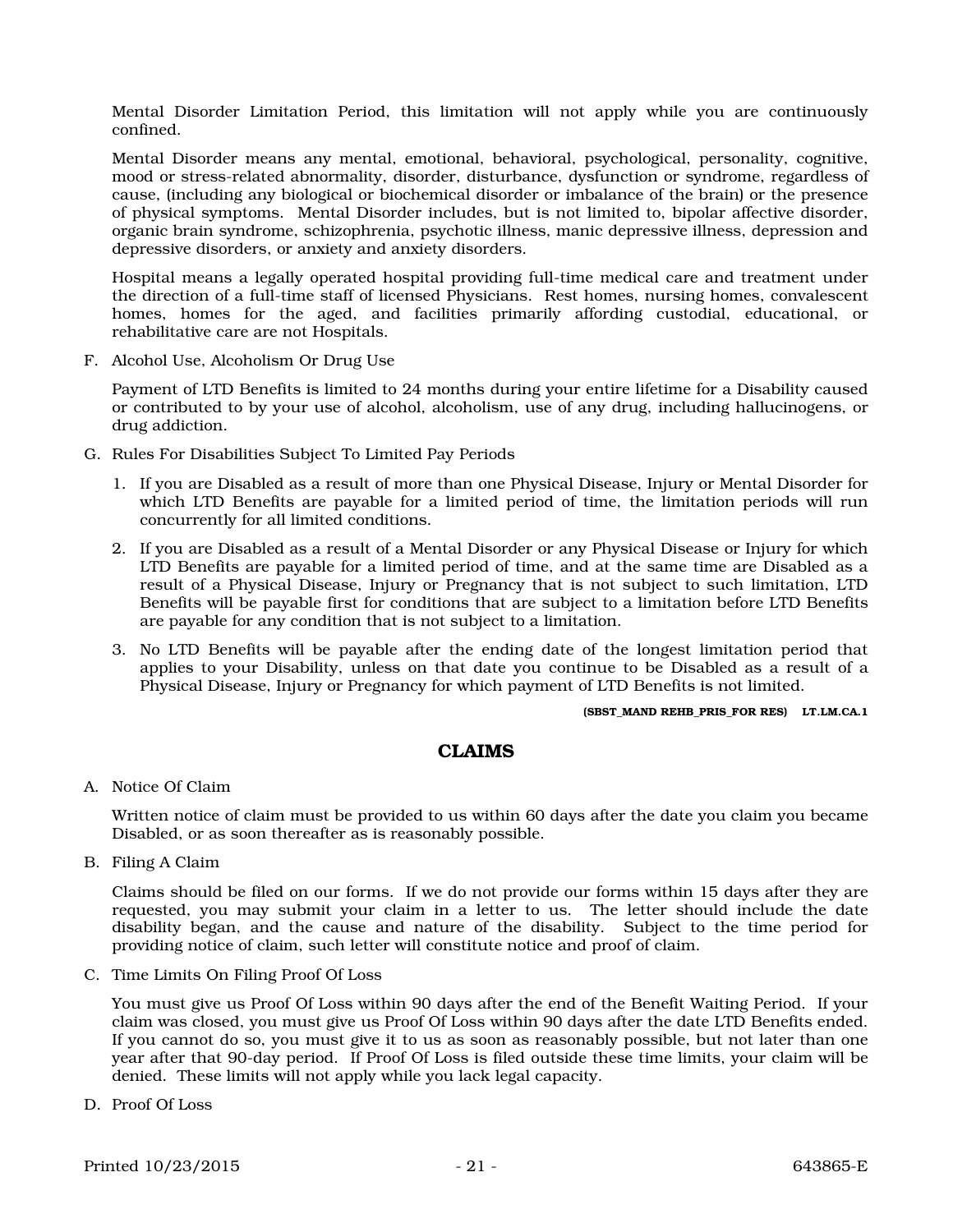Mental Disorder Limitation Period, this limitation will not apply while you are continuously confined.

Mental Disorder means any mental, emotional, behavioral, psychological, personality, cognitive, mood or stress-related abnormality, disorder, disturbance, dysfunction or syndrome, regardless of cause, (including any biological or biochemical disorder or imbalance of the brain) or the presence of physical symptoms. Mental Disorder includes, but is not limited to, bipolar affective disorder, organic brain syndrome, schizophrenia, psychotic illness, manic depressive illness, depression and depressive disorders, or anxiety and anxiety disorders.

Hospital means a legally operated hospital providing full-time medical care and treatment under the direction of a full-time staff of licensed Physicians. Rest homes, nursing homes, convalescent homes, homes for the aged, and facilities primarily affording custodial, educational, or rehabilitative care are not Hospitals.

F. Alcohol Use, Alcoholism Or Drug Use

Payment of LTD Benefits is limited to 24 months during your entire lifetime for a Disability caused or contributed to by your use of alcohol, alcoholism, use of any drug, including hallucinogens, or drug addiction.

G. Rules For Disabilities Subject To Limited Pay Periods

1. If you are Disabled as a result of more than one Physical Disease, Injury or Mental Disorder for which LTD Benefits are payable for a limited period of time, the limitation periods will run concurrently for all limited conditions.
2. If you are Disabled as a result of a Mental Disorder or any Physical Disease or Injury for which LTD Benefits are payable for a limited period of time, and at the same time are Disabled as a result of a Physical Disease, Injury or Pregnancy that is not subject to such limitation, LTD Benefits will be payable first for conditions that are subject to a limitation before LTD Benefits are payable for any condition that is not subject to a limitation.
3. No LTD Benefits will be payable after the ending date of the longest limitation period that applies to your Disability, unless on that date you continue to be Disabled as a result of a Physical Disease, Injury or Pregnancy for which payment of LTD Benefits is not limited.

**(SBST_MAND REHB_PRIS_FOR RES) LT.LM.CA.1**

## CLAIMS

A. Notice Of Claim

Written notice of claim must be provided to us within 60 days after the date you claim you became Disabled, or as soon thereafter as is reasonably possible.

B. Filing A Claim

Claims should be filed on our forms. If we do not provide our forms within 15 days after they are requested, you may submit your claim in a letter to us. The letter should include the date disability began, and the cause and nature of the disability. Subject to the time period for providing notice of claim, such letter will constitute notice and proof of claim.

C. Time Limits On Filing Proof Of Loss

You must give us Proof Of Loss within 90 days after the end of the Benefit Waiting Period. If your claim was closed, you must give us Proof Of Loss within 90 days after the date LTD Benefits ended. If you cannot do so, you must give it to us as soon as reasonably possible, but not later than one year after that 90-day period. If Proof Of Loss is filed outside these time limits, your claim will be denied. These limits will not apply while you lack legal capacity.

D. Proof Of Loss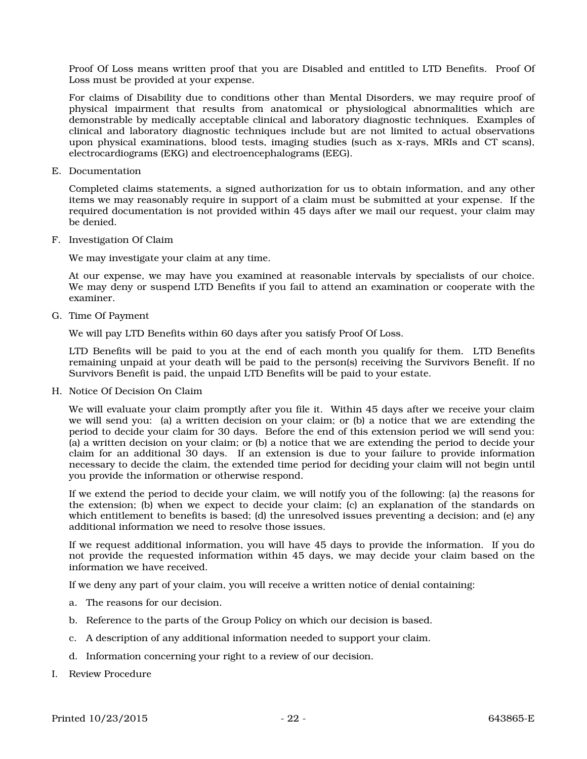Proof Of Loss means written proof that you are Disabled and entitled to LTD Benefits. Proof Of Loss must be provided at your expense.

For claims of Disability due to conditions other than Mental Disorders, we may require proof of physical impairment that results from anatomical or physiological abnormalities which are demonstrable by medically acceptable clinical and laboratory diagnostic techniques. Examples of clinical and laboratory diagnostic techniques include but are not limited to actual observations upon physical examinations, blood tests, imaging studies (such as x-rays, MRIs and CT scans), electrocardiograms (EKG) and electroencephalograms (EEG).

E. Documentation

Completed claims statements, a signed authorization for us to obtain information, and any other items we may reasonably require in support of a claim must be submitted at your expense. If the required documentation is not provided within 45 days after we mail our request, your claim may be denied.

F. Investigation Of Claim

We may investigate your claim at any time.

At our expense, we may have you examined at reasonable intervals by specialists of our choice. We may deny or suspend LTD Benefits if you fail to attend an examination or cooperate with the examiner.

G. Time Of Payment

We will pay LTD Benefits within 60 days after you satisfy Proof Of Loss.

LTD Benefits will be paid to you at the end of each month you qualify for them. LTD Benefits remaining unpaid at your death will be paid to the person(s) receiving the Survivors Benefit. If no Survivors Benefit is paid, the unpaid LTD Benefits will be paid to your estate.

H. Notice Of Decision On Claim

We will evaluate your claim promptly after you file it. Within 45 days after we receive your claim we will send you: (a) a written decision on your claim; or (b) a notice that we are extending the period to decide your claim for 30 days. Before the end of this extension period we will send you: (a) a written decision on your claim; or (b) a notice that we are extending the period to decide your claim for an additional 30 days. If an extension is due to your failure to provide information necessary to decide the claim, the extended time period for deciding your claim will not begin until you provide the information or otherwise respond.

If we extend the period to decide your claim, we will notify you of the following: (a) the reasons for the extension; (b) when we expect to decide your claim; (c) an explanation of the standards on which entitlement to benefits is based; (d) the unresolved issues preventing a decision; and (e) any additional information we need to resolve those issues.

If we request additional information, you will have 45 days to provide the information. If you do not provide the requested information within 45 days, we may decide your claim based on the information we have received.

If we deny any part of your claim, you will receive a written notice of denial containing:

a. The reasons for our decision.

b. Reference to the parts of the Group Policy on which our decision is based.

c. A description of any additional information needed to support your claim.

d. Information concerning your right to a review of our decision.

I. Review Procedure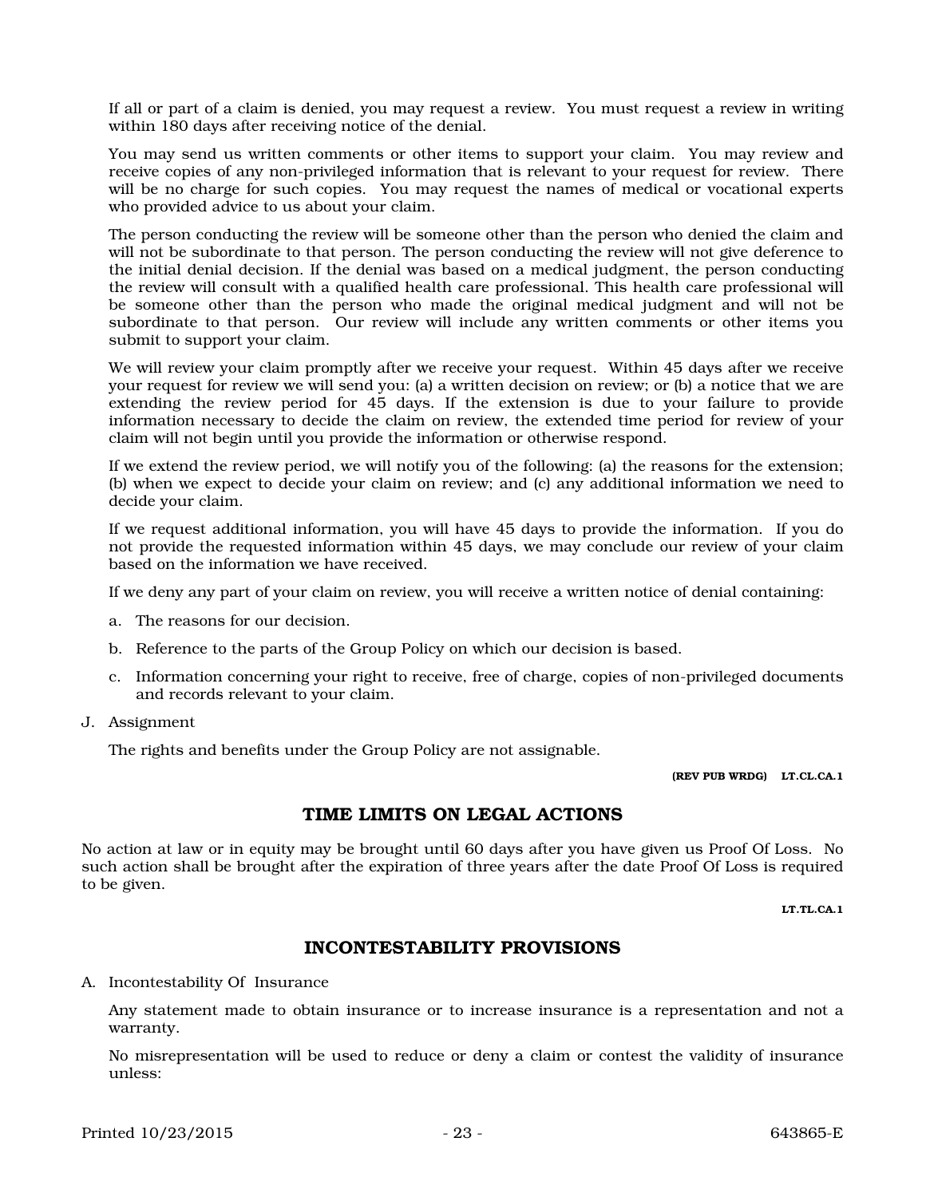If all or part of a claim is denied, you may request a review. You must request a review in writing within 180 days after receiving notice of the denial.

You may send us written comments or other items to support your claim. You may review and receive copies of any non-privileged information that is relevant to your request for review. There will be no charge for such copies. You may request the names of medical or vocational experts who provided advice to us about your claim.

The person conducting the review will be someone other than the person who denied the claim and will not be subordinate to that person. The person conducting the review will not give deference to the initial denial decision. If the denial was based on a medical judgment, the person conducting the review will consult with a qualified health care professional. This health care professional will be someone other than the person who made the original medical judgment and will not be subordinate to that person. Our review will include any written comments or other items you submit to support your claim.

We will review your claim promptly after we receive your request. Within 45 days after we receive your request for review we will send you: (a) a written decision on review; or (b) a notice that we are extending the review period for 45 days. If the extension is due to your failure to provide information necessary to decide the claim on review, the extended time period for review of your claim will not begin until you provide the information or otherwise respond.

If we extend the review period, we will notify you of the following: (a) the reasons for the extension; (b) when we expect to decide your claim on review; and (c) any additional information we need to decide your claim.

If we request additional information, you will have 45 days to provide the information. If you do not provide the requested information within 45 days, we may conclude our review of your claim based on the information we have received.

If we deny any part of your claim on review, you will receive a written notice of denial containing:

a. The reasons for our decision.

b. Reference to the parts of the Group Policy on which our decision is based.

c. Information concerning your right to receive, free of charge, copies of non-privileged documents and records relevant to your claim.

J. Assignment

The rights and benefits under the Group Policy are not assignable.

**(REV PUB WRDG) LT.CL.CA.1**

## TIME LIMITS ON LEGAL ACTIONS

No action at law or in equity may be brought until 60 days after you have given us Proof Of Loss. No such action shall be brought after the expiration of three years after the date Proof Of Loss is required to be given.

**LT.TL.CA.1**

## INCONTESTABILITY PROVISIONS

A. Incontestability Of Insurance

Any statement made to obtain insurance or to increase insurance is a representation and not a warranty.

No misrepresentation will be used to reduce or deny a claim or contest the validity of insurance unless: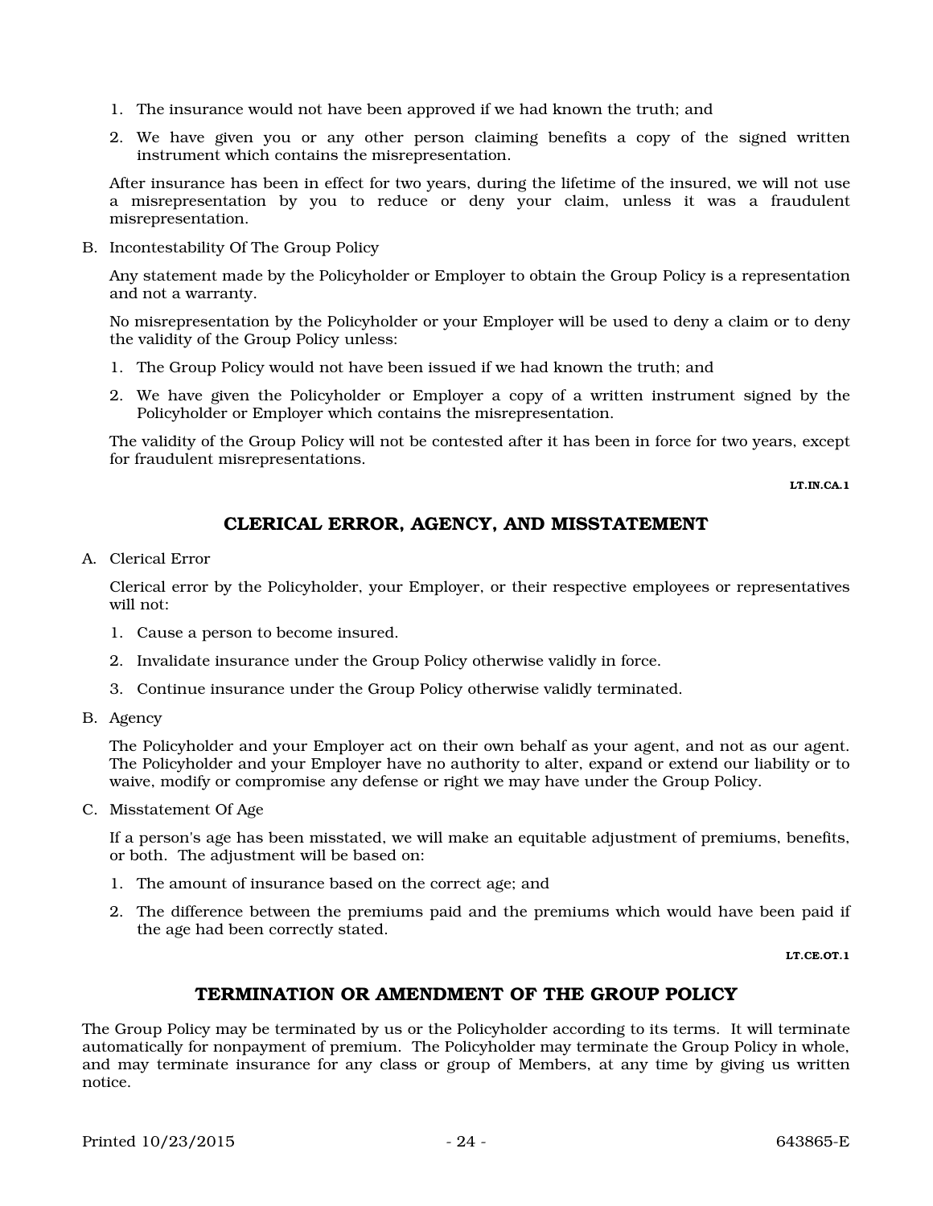1. The insurance would not have been approved if we had known the truth; and
2. We have given you or any other person claiming benefits a copy of the signed written instrument which contains the misrepresentation.

After insurance has been in effect for two years, during the lifetime of the insured, we will not use a misrepresentation by you to reduce or deny your claim, unless it was a fraudulent misrepresentation.

B. Incontestability Of The Group Policy

Any statement made by the Policyholder or Employer to obtain the Group Policy is a representation and not a warranty.

No misrepresentation by the Policyholder or your Employer will be used to deny a claim or to deny the validity of the Group Policy unless:

1. The Group Policy would not have been issued if we had known the truth; and
2. We have given the Policyholder or Employer a copy of a written instrument signed by the Policyholder or Employer which contains the misrepresentation.

The validity of the Group Policy will not be contested after it has been in force for two years, except for fraudulent misrepresentations.

LT.IN.CA.1

## CLERICAL ERROR, AGENCY, AND MISSTATEMENT

A. Clerical Error

Clerical error by the Policyholder, your Employer, or their respective employees or representatives will not:

1. Cause a person to become insured.
2. Invalidate insurance under the Group Policy otherwise validly in force.
3. Continue insurance under the Group Policy otherwise validly terminated.

B. Agency

The Policyholder and your Employer act on their own behalf as your agent, and not as our agent. The Policyholder and your Employer have no authority to alter, expand or extend our liability or to waive, modify or compromise any defense or right we may have under the Group Policy.

C. Misstatement Of Age

If a person's age has been misstated, we will make an equitable adjustment of premiums, benefits, or both. The adjustment will be based on:

1. The amount of insurance based on the correct age; and
2. The difference between the premiums paid and the premiums which would have been paid if the age had been correctly stated.

LT.CE.OT.1

## TERMINATION OR AMENDMENT OF THE GROUP POLICY

The Group Policy may be terminated by us or the Policyholder according to its terms. It will terminate automatically for nonpayment of premium. The Policyholder may terminate the Group Policy in whole, and may terminate insurance for any class or group of Members, at any time by giving us written notice.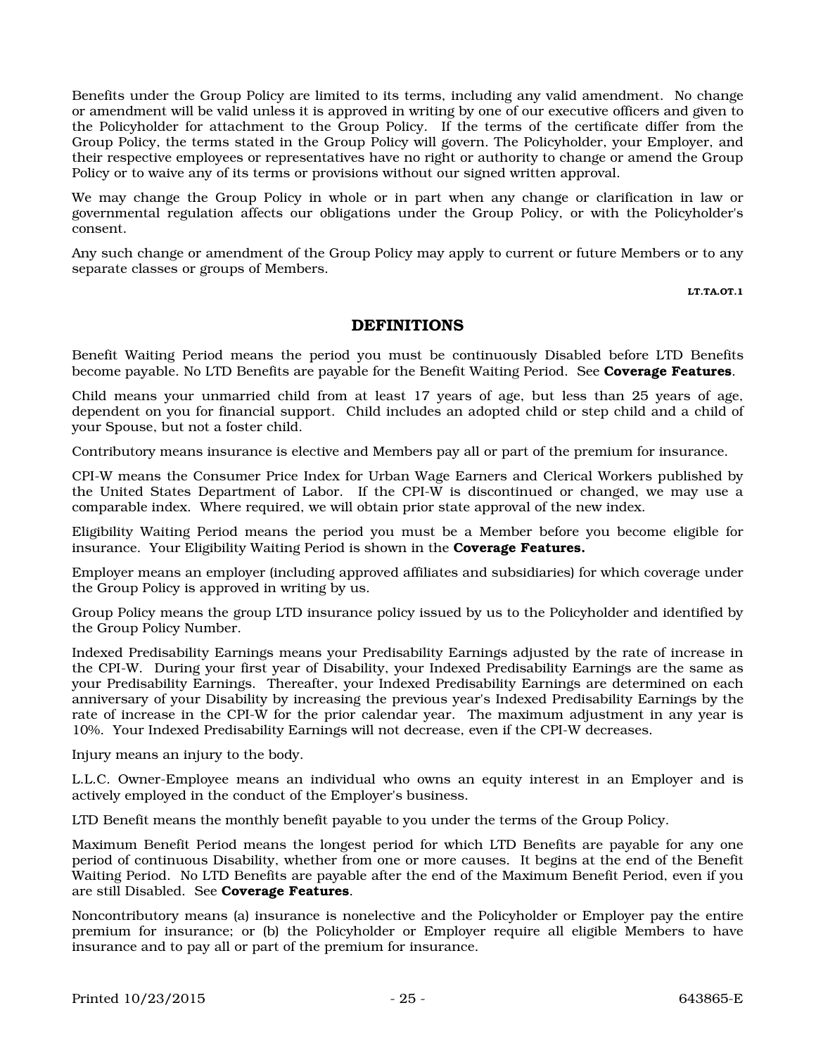Benefits under the Group Policy are limited to its terms, including any valid amendment. No change or amendment will be valid unless it is approved in writing by one of our executive officers and given to the Policyholder for attachment to the Group Policy. If the terms of the certificate differ from the Group Policy, the terms stated in the Group Policy will govern. The Policyholder, your Employer, and their respective employees or representatives have no right or authority to change or amend the Group Policy or to waive any of its terms or provisions without our signed written approval.

We may change the Group Policy in whole or in part when any change or clarification in law or governmental regulation affects our obligations under the Group Policy, or with the Policyholder's consent.

Any such change or amendment of the Group Policy may apply to current or future Members or to any separate classes or groups of Members.

LT.TA.OT.1

## DEFINITIONS

Benefit Waiting Period means the period you must be continuously Disabled before LTD Benefits become payable. No LTD Benefits are payable for the Benefit Waiting Period. See **Coverage Features**.

Child means your unmarried child from at least 17 years of age, but less than 25 years of age, dependent on you for financial support. Child includes an adopted child or step child and a child of your Spouse, but not a foster child.

Contributory means insurance is elective and Members pay all or part of the premium for insurance.

CPI-W means the Consumer Price Index for Urban Wage Earners and Clerical Workers published by the United States Department of Labor. If the CPI-W is discontinued or changed, we may use a comparable index. Where required, we will obtain prior state approval of the new index.

Eligibility Waiting Period means the period you must be a Member before you become eligible for insurance. Your Eligibility Waiting Period is shown in the **Coverage Features.**

Employer means an employer (including approved affiliates and subsidiaries) for which coverage under the Group Policy is approved in writing by us.

Group Policy means the group LTD insurance policy issued by us to the Policyholder and identified by the Group Policy Number.

Indexed Predisability Earnings means your Predisability Earnings adjusted by the rate of increase in the CPI-W. During your first year of Disability, your Indexed Predisability Earnings are the same as your Predisability Earnings. Thereafter, your Indexed Predisability Earnings are determined on each anniversary of your Disability by increasing the previous year's Indexed Predisability Earnings by the rate of increase in the CPI-W for the prior calendar year. The maximum adjustment in any year is 10%. Your Indexed Predisability Earnings will not decrease, even if the CPI-W decreases.

Injury means an injury to the body.

L.L.C. Owner-Employee means an individual who owns an equity interest in an Employer and is actively employed in the conduct of the Employer's business.

LTD Benefit means the monthly benefit payable to you under the terms of the Group Policy.

Maximum Benefit Period means the longest period for which LTD Benefits are payable for any one period of continuous Disability, whether from one or more causes. It begins at the end of the Benefit Waiting Period. No LTD Benefits are payable after the end of the Maximum Benefit Period, even if you are still Disabled. See **Coverage Features**.

Noncontributory means (a) insurance is nonelective and the Policyholder or Employer pay the entire premium for insurance; or (b) the Policyholder or Employer require all eligible Members to have insurance and to pay all or part of the premium for insurance.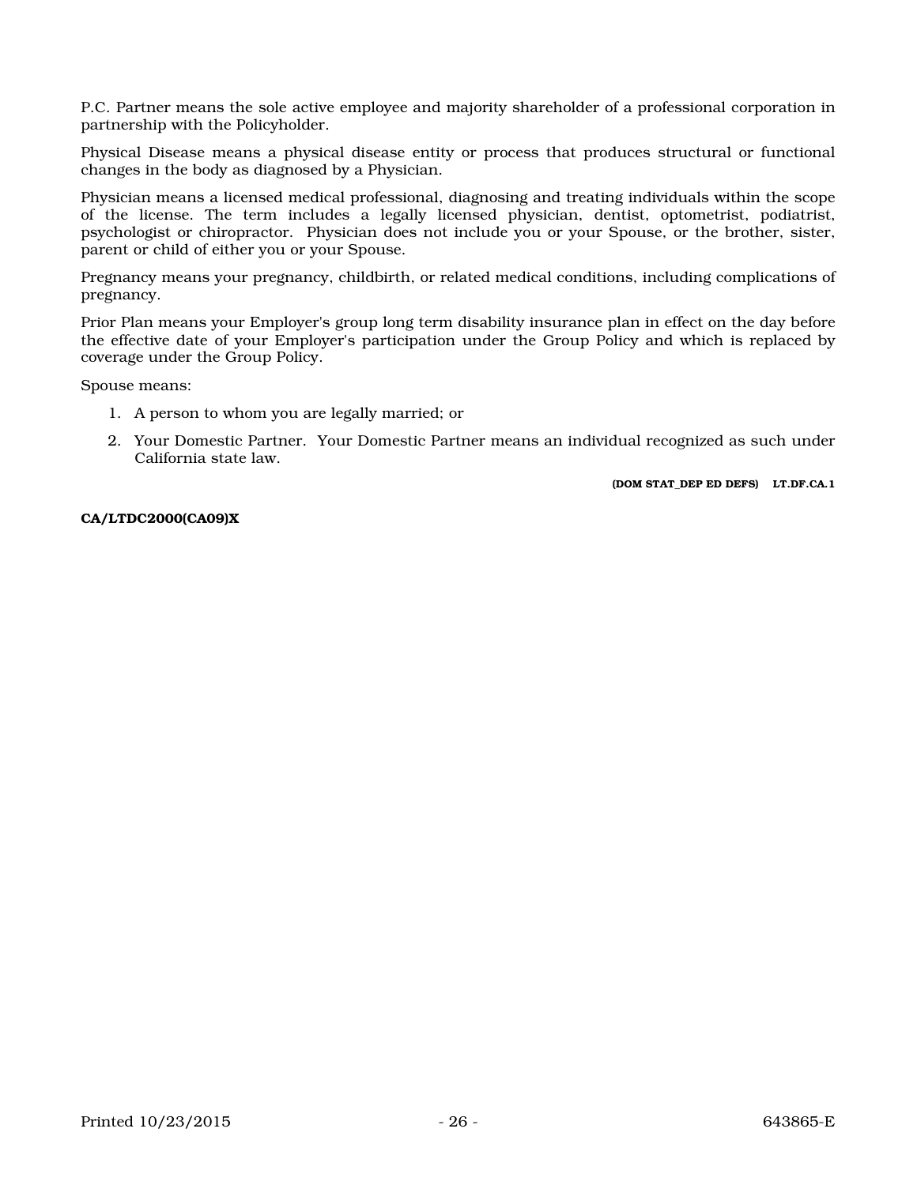P.C. Partner means the sole active employee and majority shareholder of a professional corporation in partnership with the Policyholder.

Physical Disease means a physical disease entity or process that produces structural or functional changes in the body as diagnosed by a Physician.

Physician means a licensed medical professional, diagnosing and treating individuals within the scope of the license. The term includes a legally licensed physician, dentist, optometrist, podiatrist, psychologist or chiropractor. Physician does not include you or your Spouse, or the brother, sister, parent or child of either you or your Spouse.

Pregnancy means your pregnancy, childbirth, or related medical conditions, including complications of pregnancy.

Prior Plan means your Employer's group long term disability insurance plan in effect on the day before the effective date of your Employer's participation under the Group Policy and which is replaced by coverage under the Group Policy.

Spouse means:

1. A person to whom you are legally married; or
2. Your Domestic Partner. Your Domestic Partner means an individual recognized as such under California state law.

**(DOM STAT_DEP ED DEFS) LT.DF.CA.1**

**CA/LTDC2000(CA09)X**